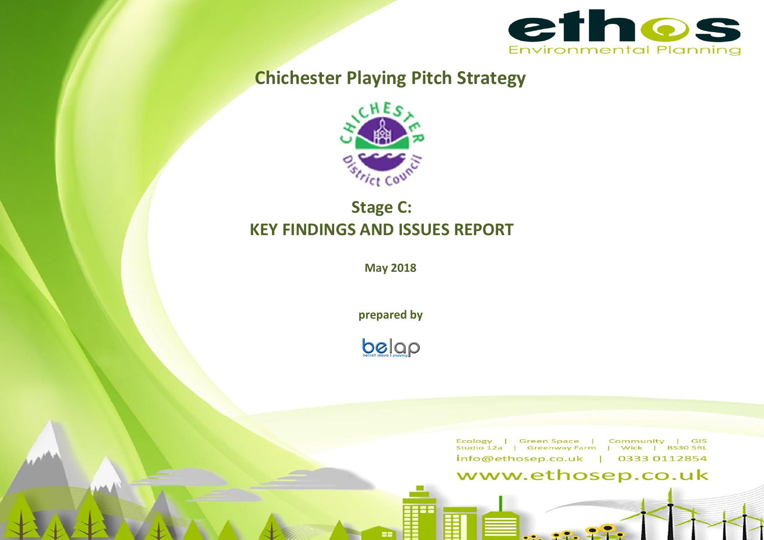ethos Environmental Planning

# Chichester Playing Pitch Strategy

Chichester District Council

## Stage C: KEY FINDINGS AND ISSUES REPORT

**May 2018**

**prepared by**

belap
bennett leisure & planning

Ecology | Green Space | Community | GIS
Studio 12a | Greenway Farm | Wick | BS30 5RL
info@ethosep.co.uk | 0333 0112854
www.ethosep.co.uk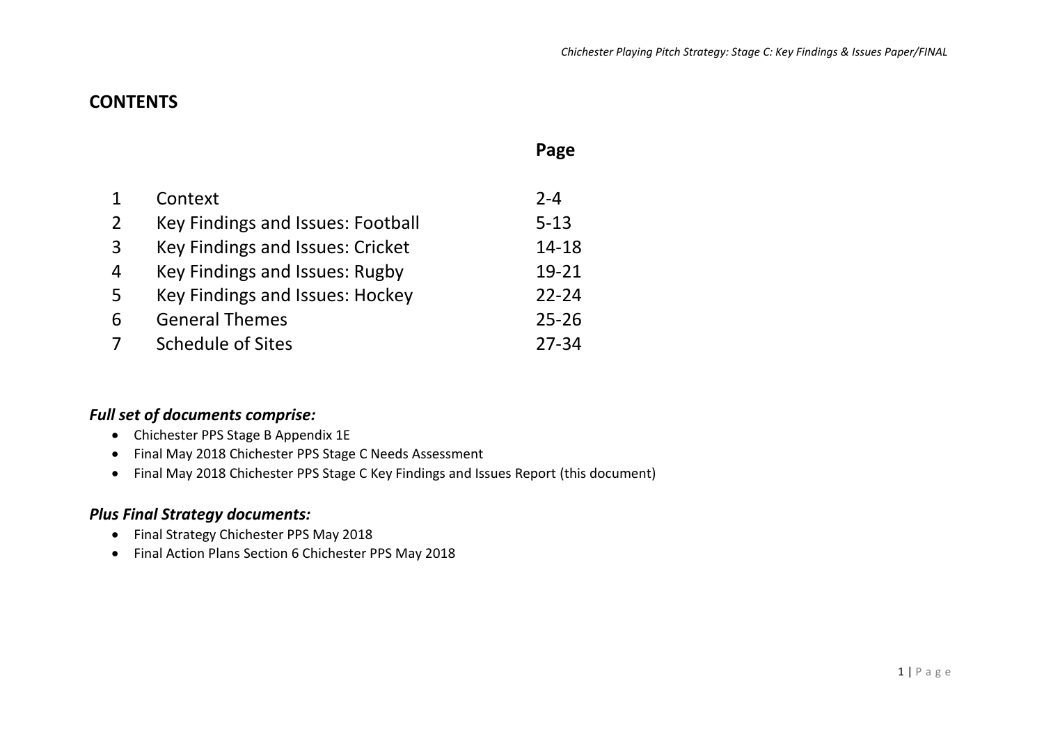# CONTENTS

| | | Page |
|---|---|---|
| 1 | Context | 2-4 |
| 2 | Key Findings and Issues: Football | 5-13 |
| 3 | Key Findings and Issues: Cricket | 14-18 |
| 4 | Key Findings and Issues: Rugby | 19-21 |
| 5 | Key Findings and Issues: Hockey | 22-24 |
| 6 | General Themes | 25-26 |
| 7 | Schedule of Sites | 27-34 |

### *Full set of documents comprise:*

- Chichester PPS Stage B Appendix 1E
- Final May 2018 Chichester PPS Stage C Needs Assessment
- Final May 2018 Chichester PPS Stage C Key Findings and Issues Report (this document)

### *Plus Final Strategy documents:*

- Final Strategy Chichester PPS May 2018
- Final Action Plans Section 6 Chichester PPS May 2018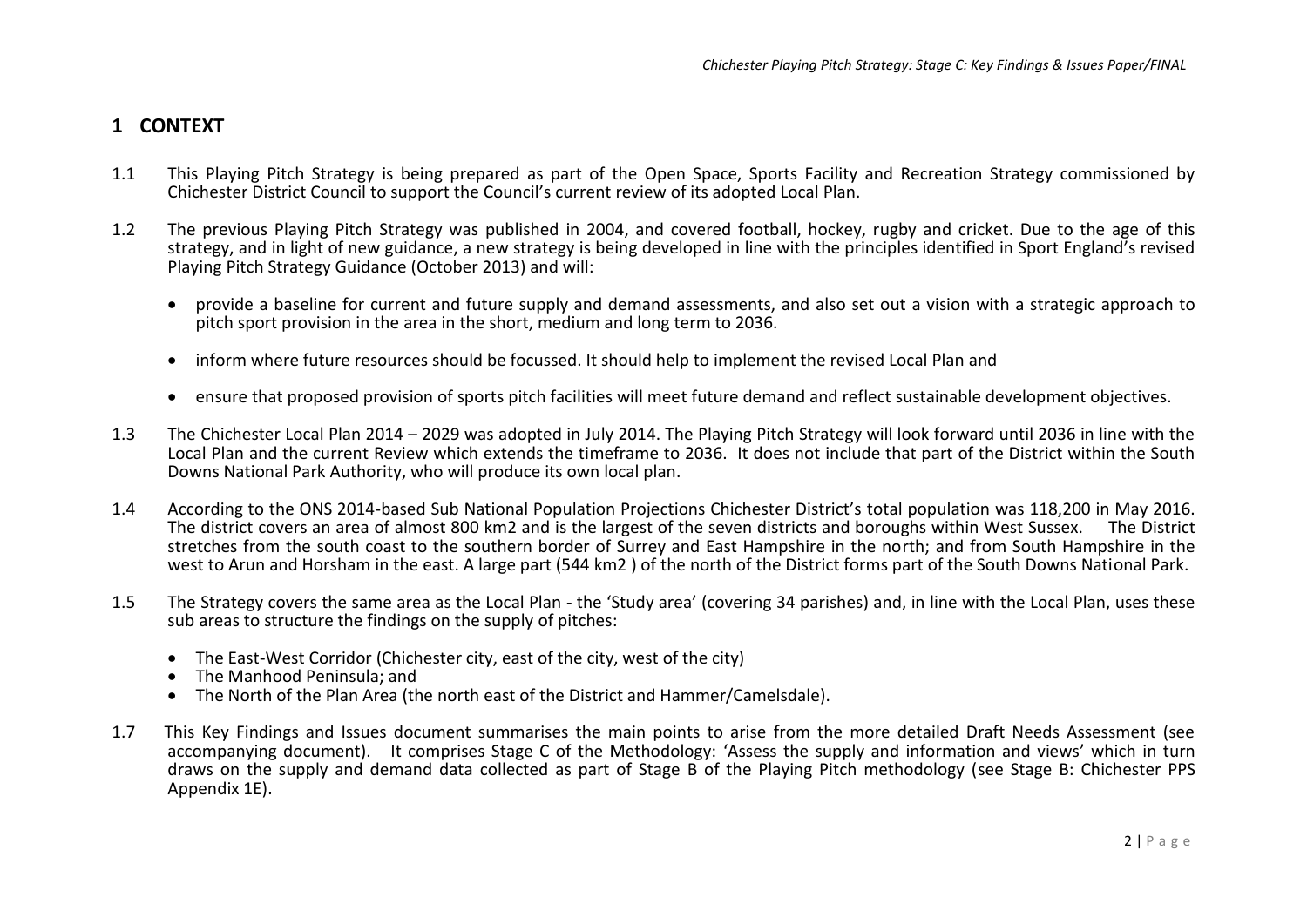# 1 CONTEXT

1.1 This Playing Pitch Strategy is being prepared as part of the Open Space, Sports Facility and Recreation Strategy commissioned by Chichester District Council to support the Council's current review of its adopted Local Plan.

1.2 The previous Playing Pitch Strategy was published in 2004, and covered football, hockey, rugby and cricket. Due to the age of this strategy, and in light of new guidance, a new strategy is being developed in line with the principles identified in Sport England's revised Playing Pitch Strategy Guidance (October 2013) and will:

- provide a baseline for current and future supply and demand assessments, and also set out a vision with a strategic approach to pitch sport provision in the area in the short, medium and long term to 2036.
- inform where future resources should be focussed. It should help to implement the revised Local Plan and
- ensure that proposed provision of sports pitch facilities will meet future demand and reflect sustainable development objectives.

1.3 The Chichester Local Plan 2014 – 2029 was adopted in July 2014. The Playing Pitch Strategy will look forward until 2036 in line with the Local Plan and the current Review which extends the timeframe to 2036. It does not include that part of the District within the South Downs National Park Authority, who will produce its own local plan.

1.4 According to the ONS 2014-based Sub National Population Projections Chichester District's total population was 118,200 in May 2016. The district covers an area of almost 800 km2 and is the largest of the seven districts and boroughs within West Sussex. The District stretches from the south coast to the southern border of Surrey and East Hampshire in the north; and from South Hampshire in the west to Arun and Horsham in the east. A large part (544 km2 ) of the north of the District forms part of the South Downs National Park.

1.5 The Strategy covers the same area as the Local Plan - the 'Study area' (covering 34 parishes) and, in line with the Local Plan, uses these sub areas to structure the findings on the supply of pitches:

- The East-West Corridor (Chichester city, east of the city, west of the city)
- The Manhood Peninsula; and
- The North of the Plan Area (the north east of the District and Hammer/Camelsdale).

1.7 This Key Findings and Issues document summarises the main points to arise from the more detailed Draft Needs Assessment (see accompanying document). It comprises Stage C of the Methodology: 'Assess the supply and information and views' which in turn draws on the supply and demand data collected as part of Stage B of the Playing Pitch methodology (see Stage B: Chichester PPS Appendix 1E).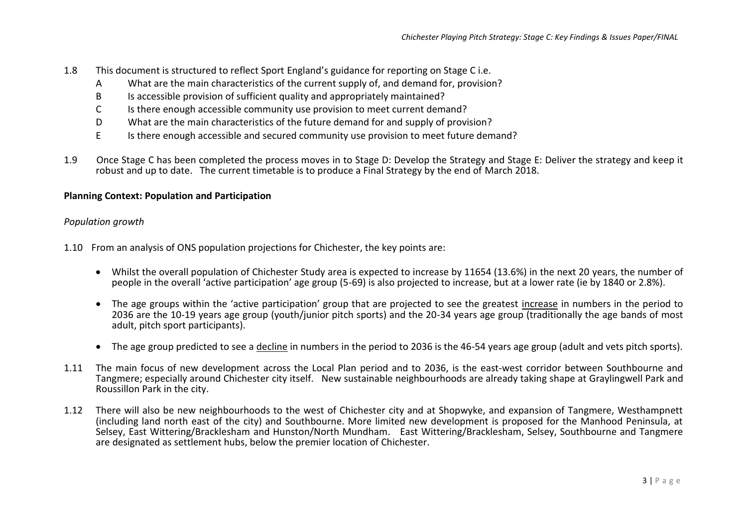1.8 This document is structured to reflect Sport England's guidance for reporting on Stage C i.e.

A What are the main characteristics of the current supply of, and demand for, provision?

B Is accessible provision of sufficient quality and appropriately maintained?

C Is there enough accessible community use provision to meet current demand?

D What are the main characteristics of the future demand for and supply of provision?

E Is there enough accessible and secured community use provision to meet future demand?

1.9 Once Stage C has been completed the process moves in to Stage D: Develop the Strategy and Stage E: Deliver the strategy and keep it robust and up to date. The current timetable is to produce a Final Strategy by the end of March 2018.

**Planning Context: Population and Participation**

*Population growth*

1.10 From an analysis of ONS population projections for Chichester, the key points are:

- Whilst the overall population of Chichester Study area is expected to increase by 11654 (13.6%) in the next 20 years, the number of people in the overall 'active participation' age group (5-69) is also projected to increase, but at a lower rate (ie by 1840 or 2.8%).
- The age groups within the 'active participation' group that are projected to see the greatest increase in numbers in the period to 2036 are the 10-19 years age group (youth/junior pitch sports) and the 20-34 years age group (traditionally the age bands of most adult, pitch sport participants).
- The age group predicted to see a decline in numbers in the period to 2036 is the 46-54 years age group (adult and vets pitch sports).

1.11 The main focus of new development across the Local Plan period and to 2036, is the east-west corridor between Southbourne and Tangmere; especially around Chichester city itself. New sustainable neighbourhoods are already taking shape at Graylingwell Park and Roussillon Park in the city.

1.12 There will also be new neighbourhoods to the west of Chichester city and at Shopwyke, and expansion of Tangmere, Westhampnett (including land north east of the city) and Southbourne. More limited new development is proposed for the Manhood Peninsula, at Selsey, East Wittering/Bracklesham and Hunston/North Mundham. East Wittering/Bracklesham, Selsey, Southbourne and Tangmere are designated as settlement hubs, below the premier location of Chichester.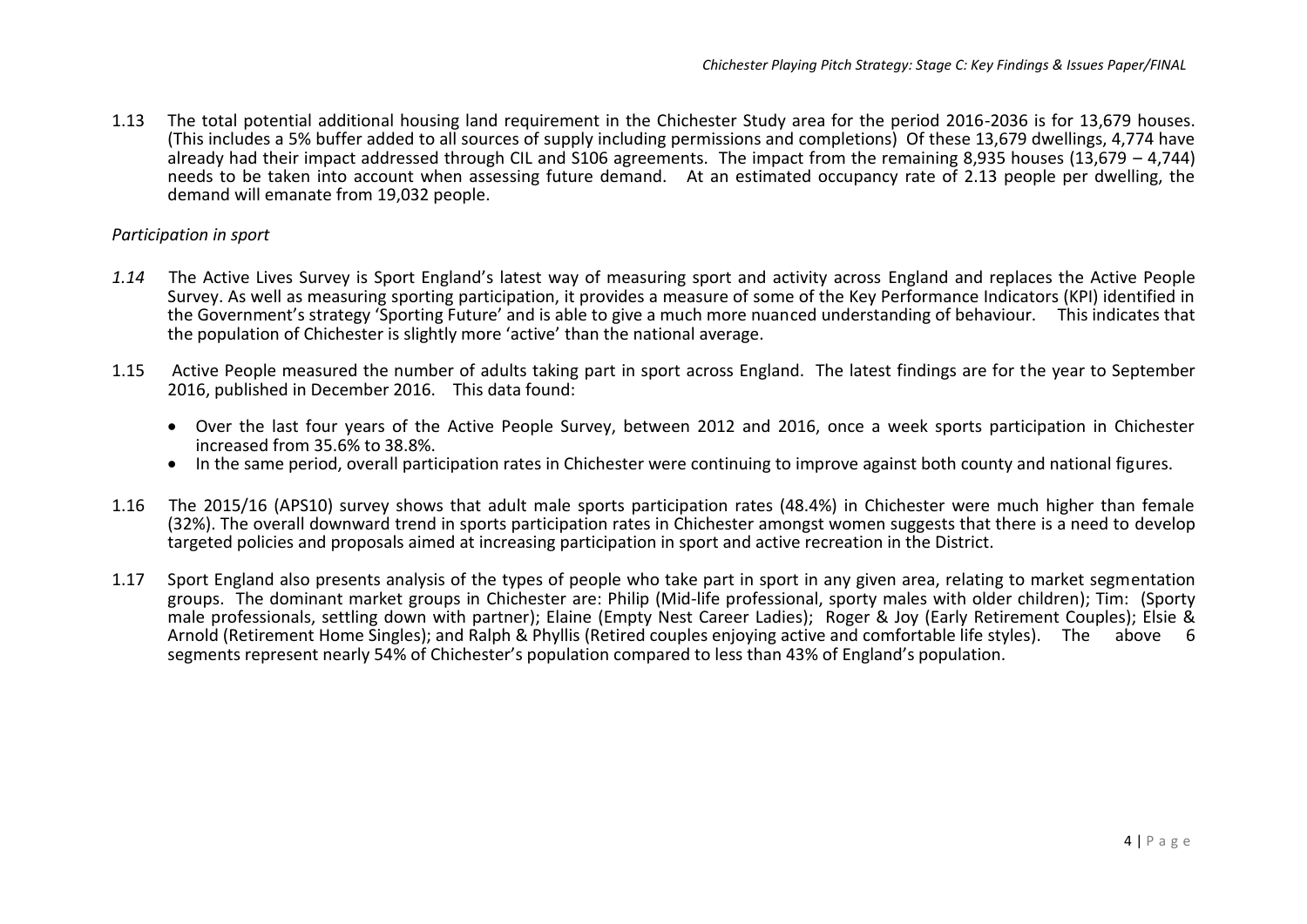1.13 The total potential additional housing land requirement in the Chichester Study area for the period 2016-2036 is for 13,679 houses. (This includes a 5% buffer added to all sources of supply including permissions and completions) Of these 13,679 dwellings, 4,774 have already had their impact addressed through CIL and S106 agreements. The impact from the remaining 8,935 houses (13,679 – 4,744) needs to be taken into account when assessing future demand. At an estimated occupancy rate of 2.13 people per dwelling, the demand will emanate from 19,032 people.

*Participation in sport*

*1.14* The Active Lives Survey is Sport England's latest way of measuring sport and activity across England and replaces the Active People Survey. As well as measuring sporting participation, it provides a measure of some of the Key Performance Indicators (KPI) identified in the Government's strategy 'Sporting Future' and is able to give a much more nuanced understanding of behaviour. This indicates that the population of Chichester is slightly more 'active' than the national average.

1.15 Active People measured the number of adults taking part in sport across England. The latest findings are for the year to September 2016, published in December 2016. This data found:

- Over the last four years of the Active People Survey, between 2012 and 2016, once a week sports participation in Chichester increased from 35.6% to 38.8%.
- In the same period, overall participation rates in Chichester were continuing to improve against both county and national figures.

1.16 The 2015/16 (APS10) survey shows that adult male sports participation rates (48.4%) in Chichester were much higher than female (32%). The overall downward trend in sports participation rates in Chichester amongst women suggests that there is a need to develop targeted policies and proposals aimed at increasing participation in sport and active recreation in the District.

1.17 Sport England also presents analysis of the types of people who take part in sport in any given area, relating to market segmentation groups. The dominant market groups in Chichester are: Philip (Mid-life professional, sporty males with older children); Tim: (Sporty male professionals, settling down with partner); Elaine (Empty Nest Career Ladies); Roger & Joy (Early Retirement Couples); Elsie & Arnold (Retirement Home Singles); and Ralph & Phyllis (Retired couples enjoying active and comfortable life styles). The above 6 segments represent nearly 54% of Chichester's population compared to less than 43% of England's population.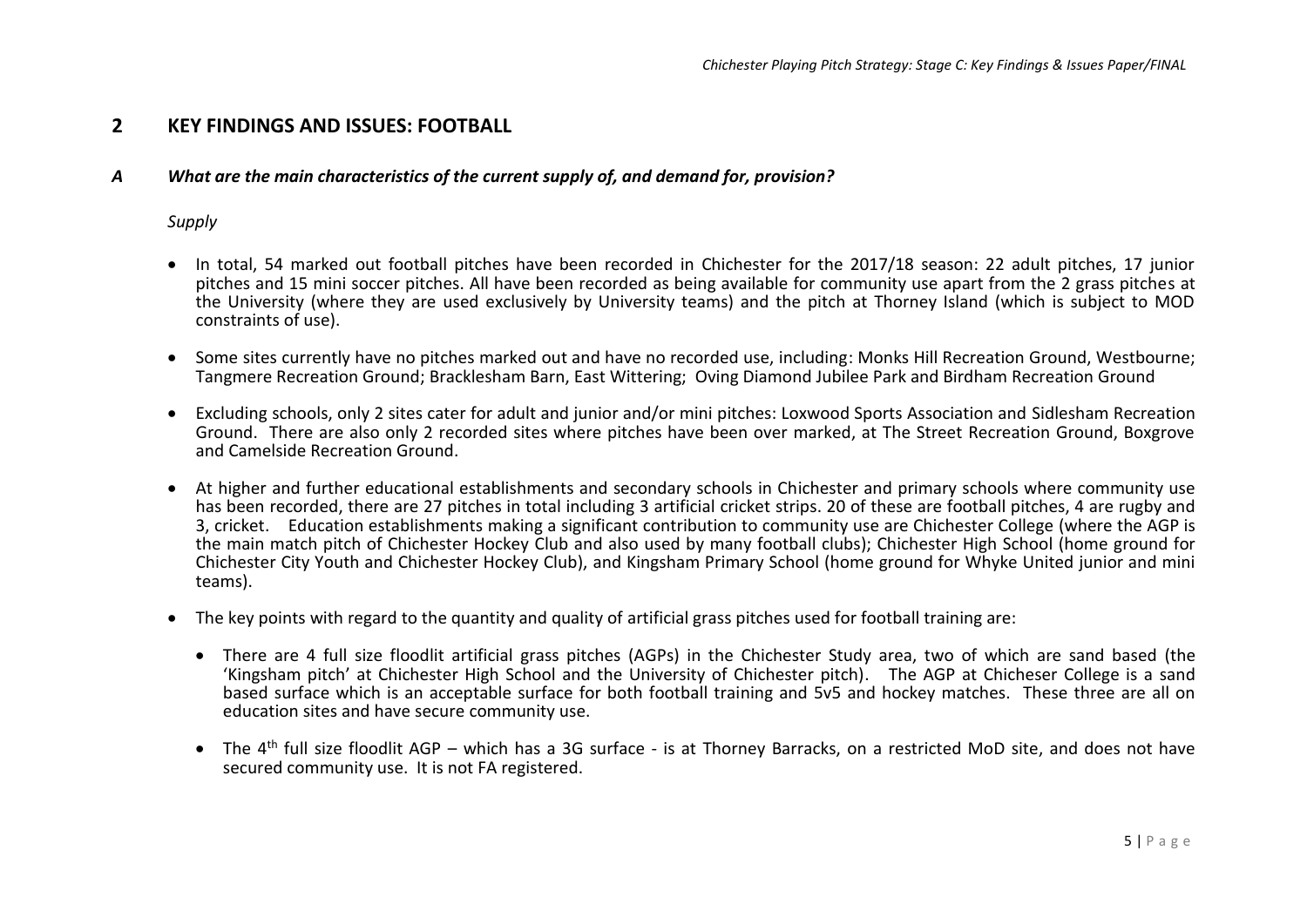## 2 KEY FINDINGS AND ISSUES: FOOTBALL

### *A What are the main characteristics of the current supply of, and demand for, provision?*

*Supply*

- In total, 54 marked out football pitches have been recorded in Chichester for the 2017/18 season: 22 adult pitches, 17 junior pitches and 15 mini soccer pitches. All have been recorded as being available for community use apart from the 2 grass pitches at the University (where they are used exclusively by University teams) and the pitch at Thorney Island (which is subject to MOD constraints of use).

- Some sites currently have no pitches marked out and have no recorded use, including: Monks Hill Recreation Ground, Westbourne; Tangmere Recreation Ground; Bracklesham Barn, East Wittering; Oving Diamond Jubilee Park and Birdham Recreation Ground

- Excluding schools, only 2 sites cater for adult and junior and/or mini pitches: Loxwood Sports Association and Sidlesham Recreation Ground. There are also only 2 recorded sites where pitches have been over marked, at The Street Recreation Ground, Boxgrove and Camelside Recreation Ground.

- At higher and further educational establishments and secondary schools in Chichester and primary schools where community use has been recorded, there are 27 pitches in total including 3 artificial cricket strips. 20 of these are football pitches, 4 are rugby and 3, cricket. Education establishments making a significant contribution to community use are Chichester College (where the AGP is the main match pitch of Chichester Hockey Club and also used by many football clubs); Chichester High School (home ground for Chichester City Youth and Chichester Hockey Club), and Kingsham Primary School (home ground for Whyke United junior and mini teams).

- The key points with regard to the quantity and quality of artificial grass pitches used for football training are:

  - There are 4 full size floodlit artificial grass pitches (AGPs) in the Chichester Study area, two of which are sand based (the 'Kingsham pitch' at Chichester High School and the University of Chichester pitch). The AGP at Chicheser College is a sand based surface which is an acceptable surface for both football training and 5v5 and hockey matches. These three are all on education sites and have secure community use.

  - The 4th full size floodlit AGP – which has a 3G surface - is at Thorney Barracks, on a restricted MoD site, and does not have secured community use. It is not FA registered.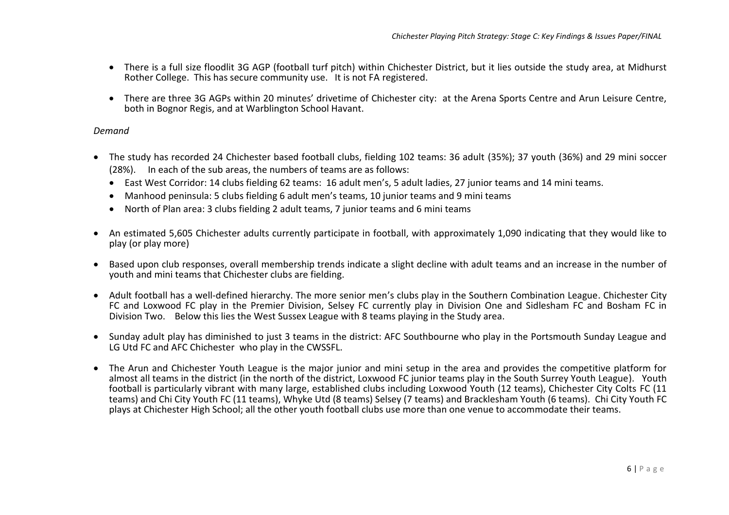- There is a full size floodlit 3G AGP (football turf pitch) within Chichester District, but it lies outside the study area, at Midhurst Rother College. This has secure community use. It is not FA registered.

- There are three 3G AGPs within 20 minutes' drivetime of Chichester city: at the Arena Sports Centre and Arun Leisure Centre, both in Bognor Regis, and at Warblington School Havant.

*Demand*

- The study has recorded 24 Chichester based football clubs, fielding 102 teams: 36 adult (35%); 37 youth (36%) and 29 mini soccer (28%). In each of the sub areas, the numbers of teams are as follows:
  - East West Corridor: 14 clubs fielding 62 teams: 16 adult men's, 5 adult ladies, 27 junior teams and 14 mini teams.
  - Manhood peninsula: 5 clubs fielding 6 adult men's teams, 10 junior teams and 9 mini teams
  - North of Plan area: 3 clubs fielding 2 adult teams, 7 junior teams and 6 mini teams

- An estimated 5,605 Chichester adults currently participate in football, with approximately 1,090 indicating that they would like to play (or play more)

- Based upon club responses, overall membership trends indicate a slight decline with adult teams and an increase in the number of youth and mini teams that Chichester clubs are fielding.

- Adult football has a well-defined hierarchy. The more senior men's clubs play in the Southern Combination League. Chichester City FC and Loxwood FC play in the Premier Division, Selsey FC currently play in Division One and Sidlesham FC and Bosham FC in Division Two. Below this lies the West Sussex League with 8 teams playing in the Study area.

- Sunday adult play has diminished to just 3 teams in the district: AFC Southbourne who play in the Portsmouth Sunday League and LG Utd FC and AFC Chichester who play in the CWSSFL.

- The Arun and Chichester Youth League is the major junior and mini setup in the area and provides the competitive platform for almost all teams in the district (in the north of the district, Loxwood FC junior teams play in the South Surrey Youth League). Youth football is particularly vibrant with many large, established clubs including Loxwood Youth (12 teams), Chichester City Colts FC (11 teams) and Chi City Youth FC (11 teams), Whyke Utd (8 teams) Selsey (7 teams) and Bracklesham Youth (6 teams). Chi City Youth FC plays at Chichester High School; all the other youth football clubs use more than one venue to accommodate their teams.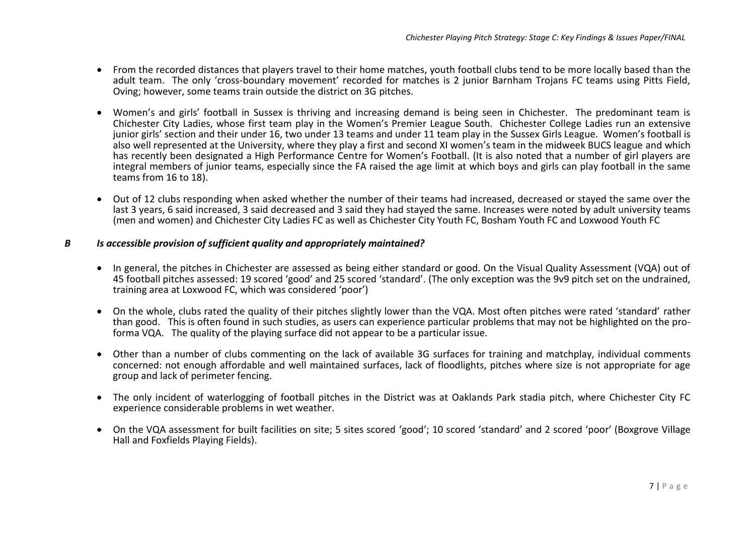- From the recorded distances that players travel to their home matches, youth football clubs tend to be more locally based than the adult team. The only 'cross-boundary movement' recorded for matches is 2 junior Barnham Trojans FC teams using Pitts Field, Oving; however, some teams train outside the district on 3G pitches.

- Women's and girls' football in Sussex is thriving and increasing demand is being seen in Chichester. The predominant team is Chichester City Ladies, whose first team play in the Women's Premier League South. Chichester College Ladies run an extensive junior girls' section and their under 16, two under 13 teams and under 11 team play in the Sussex Girls League. Women's football is also well represented at the University, where they play a first and second XI women's team in the midweek BUCS league and which has recently been designated a High Performance Centre for Women's Football. (It is also noted that a number of girl players are integral members of junior teams, especially since the FA raised the age limit at which boys and girls can play football in the same teams from 16 to 18).

- Out of 12 clubs responding when asked whether the number of their teams had increased, decreased or stayed the same over the last 3 years, 6 said increased, 3 said decreased and 3 said they had stayed the same. Increases were noted by adult university teams (men and women) and Chichester City Ladies FC as well as Chichester City Youth FC, Bosham Youth FC and Loxwood Youth FC

### *B Is accessible provision of sufficient quality and appropriately maintained?*

- In general, the pitches in Chichester are assessed as being either standard or good. On the Visual Quality Assessment (VQA) out of 45 football pitches assessed: 19 scored 'good' and 25 scored 'standard'. (The only exception was the 9v9 pitch set on the undrained, training area at Loxwood FC, which was considered 'poor')

- On the whole, clubs rated the quality of their pitches slightly lower than the VQA. Most often pitches were rated 'standard' rather than good. This is often found in such studies, as users can experience particular problems that may not be highlighted on the pro-forma VQA. The quality of the playing surface did not appear to be a particular issue.

- Other than a number of clubs commenting on the lack of available 3G surfaces for training and matchplay, individual comments concerned: not enough affordable and well maintained surfaces, lack of floodlights, pitches where size is not appropriate for age group and lack of perimeter fencing.

- The only incident of waterlogging of football pitches in the District was at Oaklands Park stadia pitch, where Chichester City FC experience considerable problems in wet weather.

- On the VQA assessment for built facilities on site; 5 sites scored 'good'; 10 scored 'standard' and 2 scored 'poor' (Boxgrove Village Hall and Foxfields Playing Fields).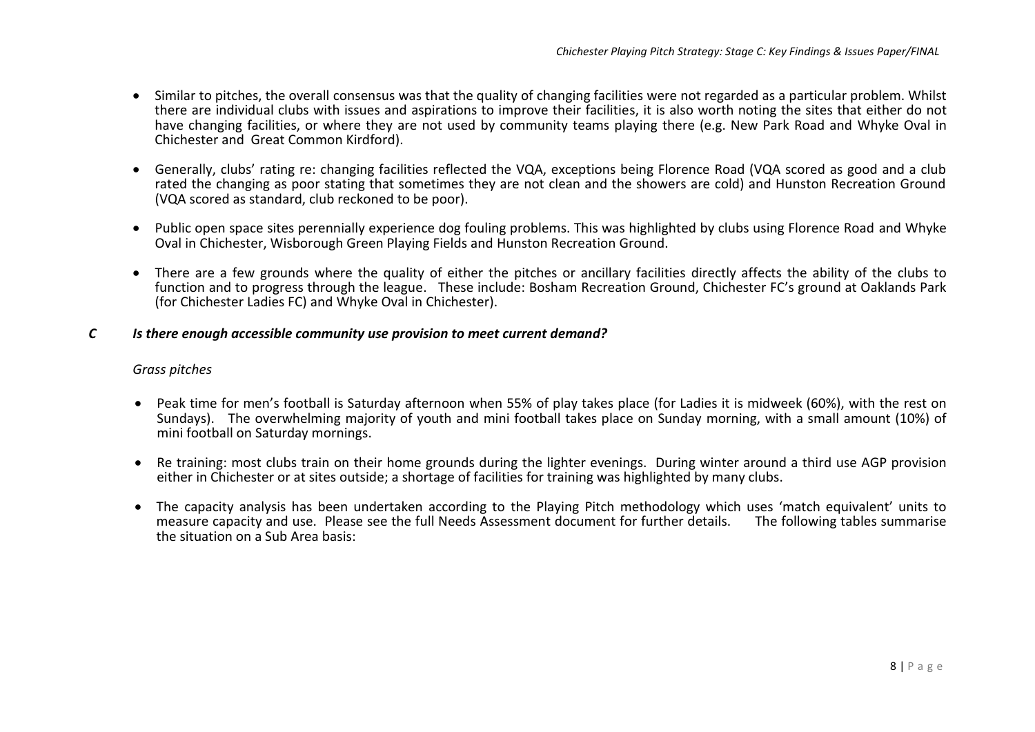- Similar to pitches, the overall consensus was that the quality of changing facilities were not regarded as a particular problem. Whilst there are individual clubs with issues and aspirations to improve their facilities, it is also worth noting the sites that either do not have changing facilities, or where they are not used by community teams playing there (e.g. New Park Road and Whyke Oval in Chichester and Great Common Kirdford).

- Generally, clubs' rating re: changing facilities reflected the VQA, exceptions being Florence Road (VQA scored as good and a club rated the changing as poor stating that sometimes they are not clean and the showers are cold) and Hunston Recreation Ground (VQA scored as standard, club reckoned to be poor).

- Public open space sites perennially experience dog fouling problems. This was highlighted by clubs using Florence Road and Whyke Oval in Chichester, Wisborough Green Playing Fields and Hunston Recreation Ground.

- There are a few grounds where the quality of either the pitches or ancillary facilities directly affects the ability of the clubs to function and to progress through the league. These include: Bosham Recreation Ground, Chichester FC's ground at Oaklands Park (for Chichester Ladies FC) and Whyke Oval in Chichester).

### *C Is there enough accessible community use provision to meet current demand?*

*Grass pitches*

- Peak time for men's football is Saturday afternoon when 55% of play takes place (for Ladies it is midweek (60%), with the rest on Sundays). The overwhelming majority of youth and mini football takes place on Sunday morning, with a small amount (10%) of mini football on Saturday mornings.

- Re training: most clubs train on their home grounds during the lighter evenings. During winter around a third use AGP provision either in Chichester or at sites outside; a shortage of facilities for training was highlighted by many clubs.

- The capacity analysis has been undertaken according to the Playing Pitch methodology which uses 'match equivalent' units to measure capacity and use. Please see the full Needs Assessment document for further details. The following tables summarise the situation on a Sub Area basis: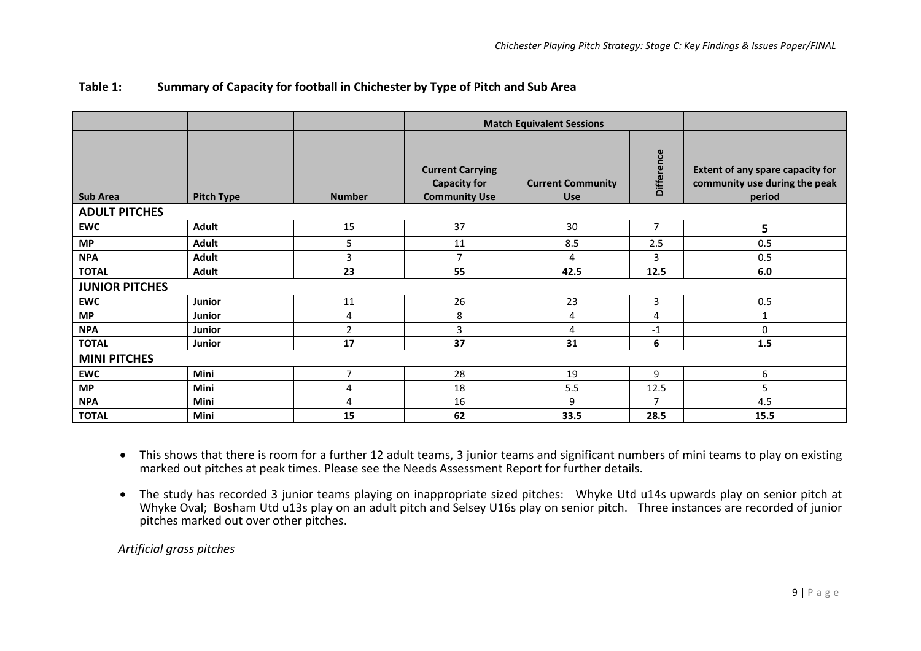### Table 1: Summary of Capacity for football in Chichester by Type of Pitch and Sub Area

| | | | Match Equivalent Sessions | | | |
|---|---|---|---|---|---|---|
| **Sub Area** | **Pitch Type** | **Number** | **Current Carrying Capacity for Community Use** | **Current Community Use** | **Difference** | **Extent of any spare capacity for community use during the peak period** |
| **ADULT PITCHES** | | | | | | |
| **EWC** | **Adult** | 15 | 37 | 30 | 7 | **5** |
| **MP** | **Adult** | 5 | 11 | 8.5 | 2.5 | 0.5 |
| **NPA** | **Adult** | 3 | 7 | 4 | 3 | 0.5 |
| **TOTAL** | **Adult** | **23** | **55** | **42.5** | **12.5** | **6.0** |
| **JUNIOR PITCHES** | | | | | | |
| **EWC** | **Junior** | 11 | 26 | 23 | 3 | 0.5 |
| **MP** | **Junior** | 4 | 8 | 4 | 4 | 1 |
| **NPA** | **Junior** | 2 | 3 | 4 | -1 | 0 |
| **TOTAL** | **Junior** | **17** | **37** | **31** | **6** | **1.5** |
| **MINI PITCHES** | | | | | | |
| **EWC** | **Mini** | 7 | 28 | 19 | 9 | 6 |
| **MP** | **Mini** | 4 | 18 | 5.5 | 12.5 | 5 |
| **NPA** | **Mini** | 4 | 16 | 9 | 7 | 4.5 |
| **TOTAL** | **Mini** | **15** | **62** | **33.5** | **28.5** | **15.5** |

- This shows that there is room for a further 12 adult teams, 3 junior teams and significant numbers of mini teams to play on existing marked out pitches at peak times. Please see the Needs Assessment Report for further details.
- The study has recorded 3 junior teams playing on inappropriate sized pitches: Whyke Utd u14s upwards play on senior pitch at Whyke Oval; Bosham Utd u13s play on an adult pitch and Selsey U16s play on senior pitch. Three instances are recorded of junior pitches marked out over other pitches.

*Artificial grass pitches*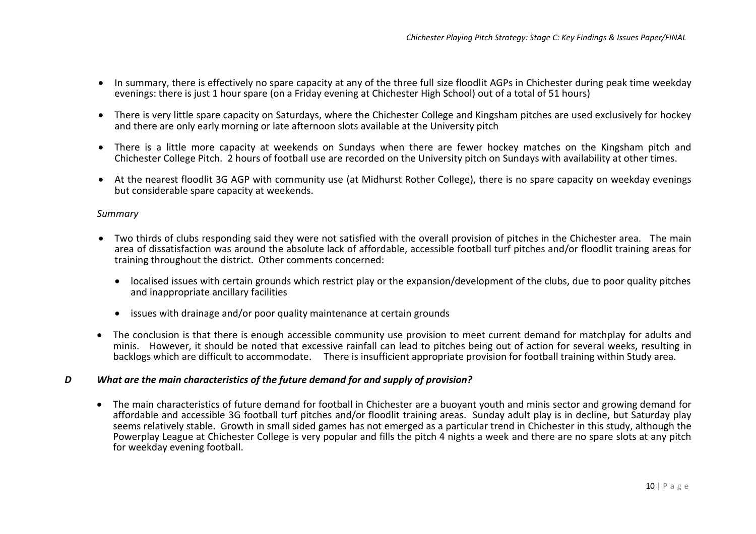- In summary, there is effectively no spare capacity at any of the three full size floodlit AGPs in Chichester during peak time weekday evenings: there is just 1 hour spare (on a Friday evening at Chichester High School) out of a total of 51 hours)

- There is very little spare capacity on Saturdays, where the Chichester College and Kingsham pitches are used exclusively for hockey and there are only early morning or late afternoon slots available at the University pitch

- There is a little more capacity at weekends on Sundays when there are fewer hockey matches on the Kingsham pitch and Chichester College Pitch. 2 hours of football use are recorded on the University pitch on Sundays with availability at other times.

- At the nearest floodlit 3G AGP with community use (at Midhurst Rother College), there is no spare capacity on weekday evenings but considerable spare capacity at weekends.

*Summary*

- Two thirds of clubs responding said they were not satisfied with the overall provision of pitches in the Chichester area. The main area of dissatisfaction was around the absolute lack of affordable, accessible football turf pitches and/or floodlit training areas for training throughout the district. Other comments concerned:

  - localised issues with certain grounds which restrict play or the expansion/development of the clubs, due to poor quality pitches and inappropriate ancillary facilities

  - issues with drainage and/or poor quality maintenance at certain grounds

- The conclusion is that there is enough accessible community use provision to meet current demand for matchplay for adults and minis. However, it should be noted that excessive rainfall can lead to pitches being out of action for several weeks, resulting in backlogs which are difficult to accommodate. There is insufficient appropriate provision for football training within Study area.

### *D What are the main characteristics of the future demand for and supply of provision?*

- The main characteristics of future demand for football in Chichester are a buoyant youth and minis sector and growing demand for affordable and accessible 3G football turf pitches and/or floodlit training areas. Sunday adult play is in decline, but Saturday play seems relatively stable. Growth in small sided games has not emerged as a particular trend in Chichester in this study, although the Powerplay League at Chichester College is very popular and fills the pitch 4 nights a week and there are no spare slots at any pitch for weekday evening football.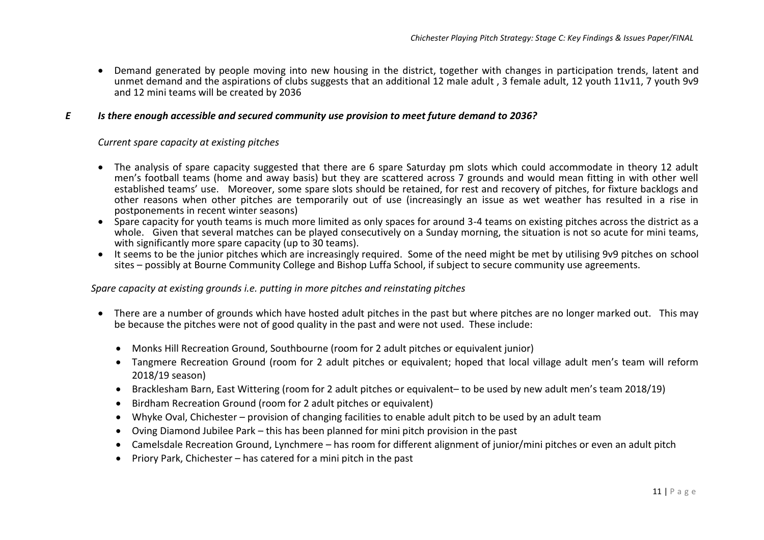- Demand generated by people moving into new housing in the district, together with changes in participation trends, latent and unmet demand and the aspirations of clubs suggests that an additional 12 male adult , 3 female adult, 12 youth 11v11, 7 youth 9v9 and 12 mini teams will be created by 2036

### *E Is there enough accessible and secured community use provision to meet future demand to 2036?*

*Current spare capacity at existing pitches*

- The analysis of spare capacity suggested that there are 6 spare Saturday pm slots which could accommodate in theory 12 adult men's football teams (home and away basis) but they are scattered across 7 grounds and would mean fitting in with other well established teams' use. Moreover, some spare slots should be retained, for rest and recovery of pitches, for fixture backlogs and other reasons when other pitches are temporarily out of use (increasingly an issue as wet weather has resulted in a rise in postponements in recent winter seasons)
- Spare capacity for youth teams is much more limited as only spaces for around 3-4 teams on existing pitches across the district as a whole. Given that several matches can be played consecutively on a Sunday morning, the situation is not so acute for mini teams, with significantly more spare capacity (up to 30 teams).
- It seems to be the junior pitches which are increasingly required. Some of the need might be met by utilising 9v9 pitches on school sites – possibly at Bourne Community College and Bishop Luffa School, if subject to secure community use agreements.

*Spare capacity at existing grounds i.e. putting in more pitches and reinstating pitches*

- There are a number of grounds which have hosted adult pitches in the past but where pitches are no longer marked out. This may be because the pitches were not of good quality in the past and were not used. These include:
  - Monks Hill Recreation Ground, Southbourne (room for 2 adult pitches or equivalent junior)
  - Tangmere Recreation Ground (room for 2 adult pitches or equivalent; hoped that local village adult men's team will reform 2018/19 season)
  - Bracklesham Barn, East Wittering (room for 2 adult pitches or equivalent– to be used by new adult men's team 2018/19)
  - Birdham Recreation Ground (room for 2 adult pitches or equivalent)
  - Whyke Oval, Chichester – provision of changing facilities to enable adult pitch to be used by an adult team
  - Oving Diamond Jubilee Park – this has been planned for mini pitch provision in the past
  - Camelsdale Recreation Ground, Lynchmere – has room for different alignment of junior/mini pitches or even an adult pitch
  - Priory Park, Chichester – has catered for a mini pitch in the past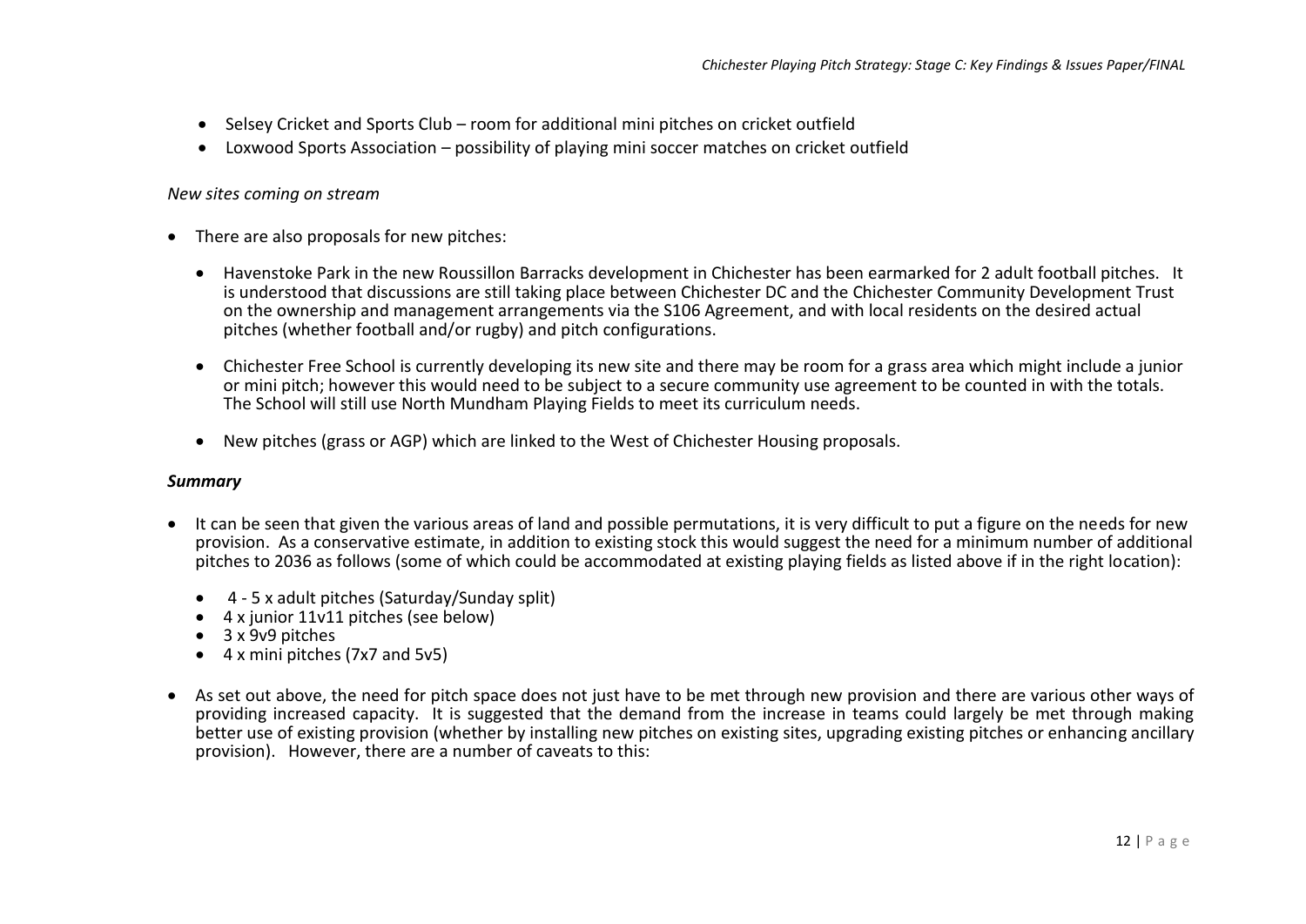- Selsey Cricket and Sports Club – room for additional mini pitches on cricket outfield
- Loxwood Sports Association – possibility of playing mini soccer matches on cricket outfield

*New sites coming on stream*

- There are also proposals for new pitches:
  - Havenstoke Park in the new Roussillon Barracks development in Chichester has been earmarked for 2 adult football pitches. It is understood that discussions are still taking place between Chichester DC and the Chichester Community Development Trust on the ownership and management arrangements via the S106 Agreement, and with local residents on the desired actual pitches (whether football and/or rugby) and pitch configurations.
  - Chichester Free School is currently developing its new site and there may be room for a grass area which might include a junior or mini pitch; however this would need to be subject to a secure community use agreement to be counted in with the totals. The School will still use North Mundham Playing Fields to meet its curriculum needs.
  - New pitches (grass or AGP) which are linked to the West of Chichester Housing proposals.

***Summary***

- It can be seen that given the various areas of land and possible permutations, it is very difficult to put a figure on the needs for new provision. As a conservative estimate, in addition to existing stock this would suggest the need for a minimum number of additional pitches to 2036 as follows (some of which could be accommodated at existing playing fields as listed above if in the right location):
  - 4 - 5 x adult pitches (Saturday/Sunday split)
  - 4 x junior 11v11 pitches (see below)
  - 3 x 9v9 pitches
  - 4 x mini pitches (7x7 and 5v5)
- As set out above, the need for pitch space does not just have to be met through new provision and there are various other ways of providing increased capacity. It is suggested that the demand from the increase in teams could largely be met through making better use of existing provision (whether by installing new pitches on existing sites, upgrading existing pitches or enhancing ancillary provision). However, there are a number of caveats to this: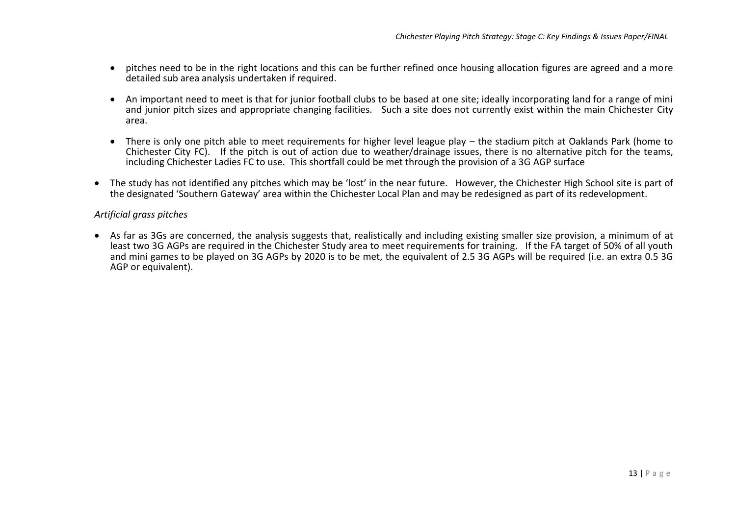- pitches need to be in the right locations and this can be further refined once housing allocation figures are agreed and a more detailed sub area analysis undertaken if required.

- An important need to meet is that for junior football clubs to be based at one site; ideally incorporating land for a range of mini and junior pitch sizes and appropriate changing facilities. Such a site does not currently exist within the main Chichester City area.

- There is only one pitch able to meet requirements for higher level league play – the stadium pitch at Oaklands Park (home to Chichester City FC). If the pitch is out of action due to weather/drainage issues, there is no alternative pitch for the teams, including Chichester Ladies FC to use. This shortfall could be met through the provision of a 3G AGP surface

- The study has not identified any pitches which may be 'lost' in the near future. However, the Chichester High School site is part of the designated 'Southern Gateway' area within the Chichester Local Plan and may be redesigned as part of its redevelopment.

*Artificial grass pitches*

- As far as 3Gs are concerned, the analysis suggests that, realistically and including existing smaller size provision, a minimum of at least two 3G AGPs are required in the Chichester Study area to meet requirements for training. If the FA target of 50% of all youth and mini games to be played on 3G AGPs by 2020 is to be met, the equivalent of 2.5 3G AGPs will be required (i.e. an extra 0.5 3G AGP or equivalent).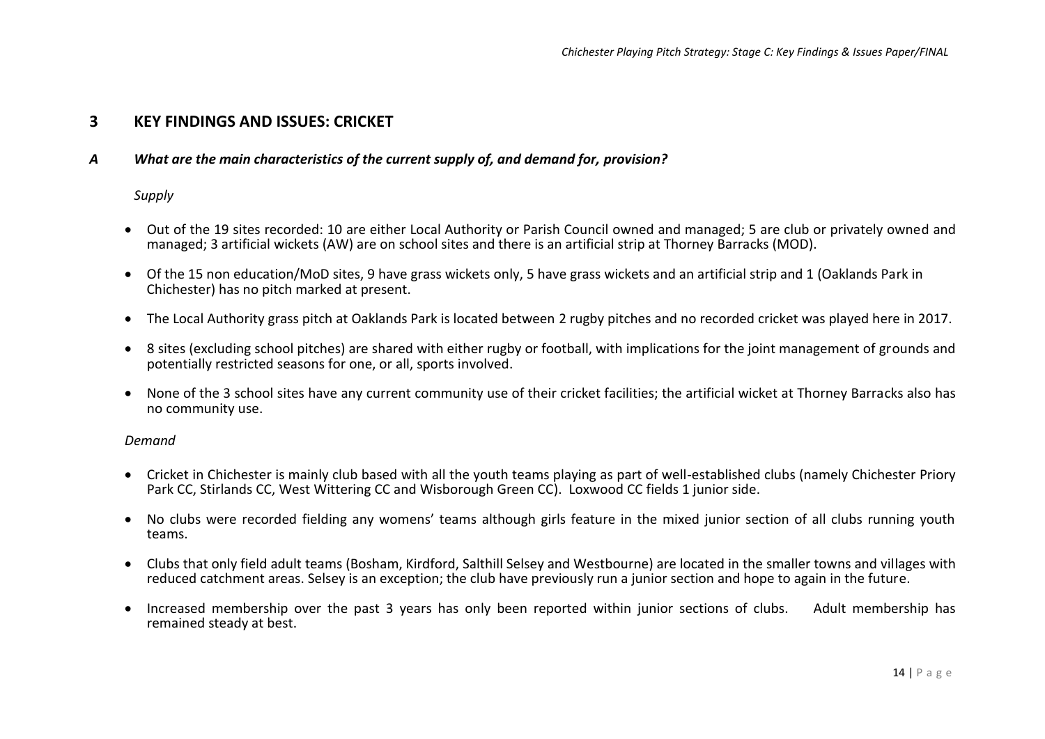## 3 KEY FINDINGS AND ISSUES: CRICKET

### *A What are the main characteristics of the current supply of, and demand for, provision?*

*Supply*

- Out of the 19 sites recorded: 10 are either Local Authority or Parish Council owned and managed; 5 are club or privately owned and managed; 3 artificial wickets (AW) are on school sites and there is an artificial strip at Thorney Barracks (MOD).
- Of the 15 non education/MoD sites, 9 have grass wickets only, 5 have grass wickets and an artificial strip and 1 (Oaklands Park in Chichester) has no pitch marked at present.
- The Local Authority grass pitch at Oaklands Park is located between 2 rugby pitches and no recorded cricket was played here in 2017.
- 8 sites (excluding school pitches) are shared with either rugby or football, with implications for the joint management of grounds and potentially restricted seasons for one, or all, sports involved.
- None of the 3 school sites have any current community use of their cricket facilities; the artificial wicket at Thorney Barracks also has no community use.

*Demand*

- Cricket in Chichester is mainly club based with all the youth teams playing as part of well-established clubs (namely Chichester Priory Park CC, Stirlands CC, West Wittering CC and Wisborough Green CC). Loxwood CC fields 1 junior side.
- No clubs were recorded fielding any womens' teams although girls feature in the mixed junior section of all clubs running youth teams.
- Clubs that only field adult teams (Bosham, Kirdford, Salthill Selsey and Westbourne) are located in the smaller towns and villages with reduced catchment areas. Selsey is an exception; the club have previously run a junior section and hope to again in the future.
- Increased membership over the past 3 years has only been reported within junior sections of clubs. Adult membership has remained steady at best.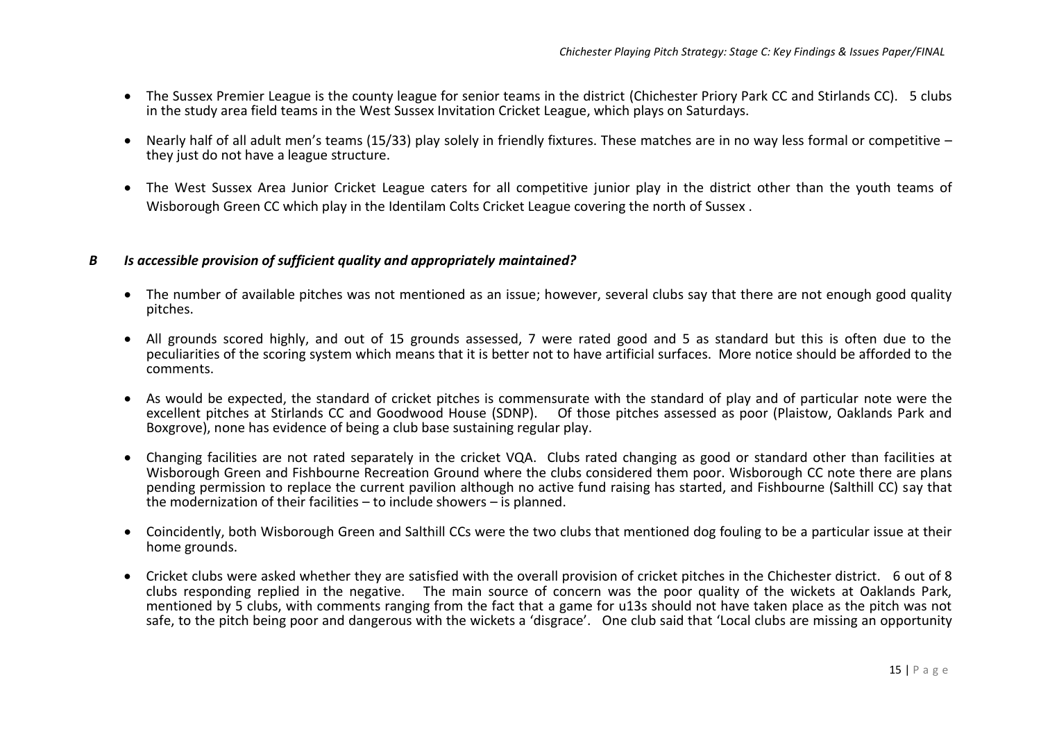- The Sussex Premier League is the county league for senior teams in the district (Chichester Priory Park CC and Stirlands CC). 5 clubs in the study area field teams in the West Sussex Invitation Cricket League, which plays on Saturdays.

- Nearly half of all adult men's teams (15/33) play solely in friendly fixtures. These matches are in no way less formal or competitive – they just do not have a league structure.

- The West Sussex Area Junior Cricket League caters for all competitive junior play in the district other than the youth teams of Wisborough Green CC which play in the Identilam Colts Cricket League covering the north of Sussex .

### *B Is accessible provision of sufficient quality and appropriately maintained?*

- The number of available pitches was not mentioned as an issue; however, several clubs say that there are not enough good quality pitches.

- All grounds scored highly, and out of 15 grounds assessed, 7 were rated good and 5 as standard but this is often due to the peculiarities of the scoring system which means that it is better not to have artificial surfaces. More notice should be afforded to the comments.

- As would be expected, the standard of cricket pitches is commensurate with the standard of play and of particular note were the excellent pitches at Stirlands CC and Goodwood House (SDNP). Of those pitches assessed as poor (Plaistow, Oaklands Park and Boxgrove), none has evidence of being a club base sustaining regular play.

- Changing facilities are not rated separately in the cricket VQA. Clubs rated changing as good or standard other than facilities at Wisborough Green and Fishbourne Recreation Ground where the clubs considered them poor. Wisborough CC note there are plans pending permission to replace the current pavilion although no active fund raising has started, and Fishbourne (Salthill CC) say that the modernization of their facilities – to include showers – is planned.

- Coincidently, both Wisborough Green and Salthill CCs were the two clubs that mentioned dog fouling to be a particular issue at their home grounds.

- Cricket clubs were asked whether they are satisfied with the overall provision of cricket pitches in the Chichester district. 6 out of 8 clubs responding replied in the negative. The main source of concern was the poor quality of the wickets at Oaklands Park, mentioned by 5 clubs, with comments ranging from the fact that a game for u13s should not have taken place as the pitch was not safe, to the pitch being poor and dangerous with the wickets a 'disgrace'. One club said that 'Local clubs are missing an opportunity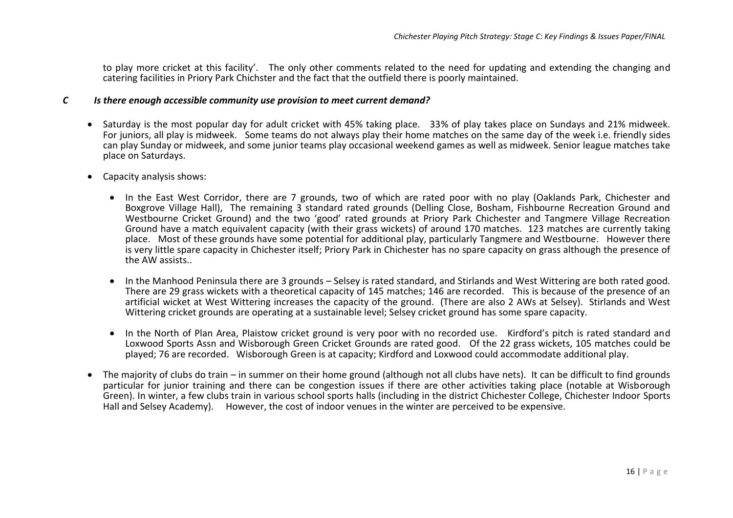to play more cricket at this facility'. The only other comments related to the need for updating and extending the changing and catering facilities in Priory Park Chichster and the fact that the outfield there is poorly maintained.

### *C Is there enough accessible community use provision to meet current demand?*

- Saturday is the most popular day for adult cricket with 45% taking place. 33% of play takes place on Sundays and 21% midweek. For juniors, all play is midweek. Some teams do not always play their home matches on the same day of the week i.e. friendly sides can play Sunday or midweek, and some junior teams play occasional weekend games as well as midweek. Senior league matches take place on Saturdays.

- Capacity analysis shows:

  - In the East West Corridor, there are 7 grounds, two of which are rated poor with no play (Oaklands Park, Chichester and Boxgrove Village Hall), The remaining 3 standard rated grounds (Delling Close, Bosham, Fishbourne Recreation Ground and Westbourne Cricket Ground) and the two 'good' rated grounds at Priory Park Chichester and Tangmere Village Recreation Ground have a match equivalent capacity (with their grass wickets) of around 170 matches. 123 matches are currently taking place. Most of these grounds have some potential for additional play, particularly Tangmere and Westbourne. However there is very little spare capacity in Chichester itself; Priory Park in Chichester has no spare capacity on grass although the presence of the AW assists..

  - In the Manhood Peninsula there are 3 grounds – Selsey is rated standard, and Stirlands and West Wittering are both rated good. There are 29 grass wickets with a theoretical capacity of 145 matches; 146 are recorded. This is because of the presence of an artificial wicket at West Wittering increases the capacity of the ground. (There are also 2 AWs at Selsey). Stirlands and West Wittering cricket grounds are operating at a sustainable level; Selsey cricket ground has some spare capacity.

  - In the North of Plan Area, Plaistow cricket ground is very poor with no recorded use. Kirdford's pitch is rated standard and Loxwood Sports Assn and Wisborough Green Cricket Grounds are rated good. Of the 22 grass wickets, 105 matches could be played; 76 are recorded. Wisborough Green is at capacity; Kirdford and Loxwood could accommodate additional play.

- The majority of clubs do train – in summer on their home ground (although not all clubs have nets). It can be difficult to find grounds particular for junior training and there can be congestion issues if there are other activities taking place (notable at Wisborough Green). In winter, a few clubs train in various school sports halls (including in the district Chichester College, Chichester Indoor Sports Hall and Selsey Academy). However, the cost of indoor venues in the winter are perceived to be expensive.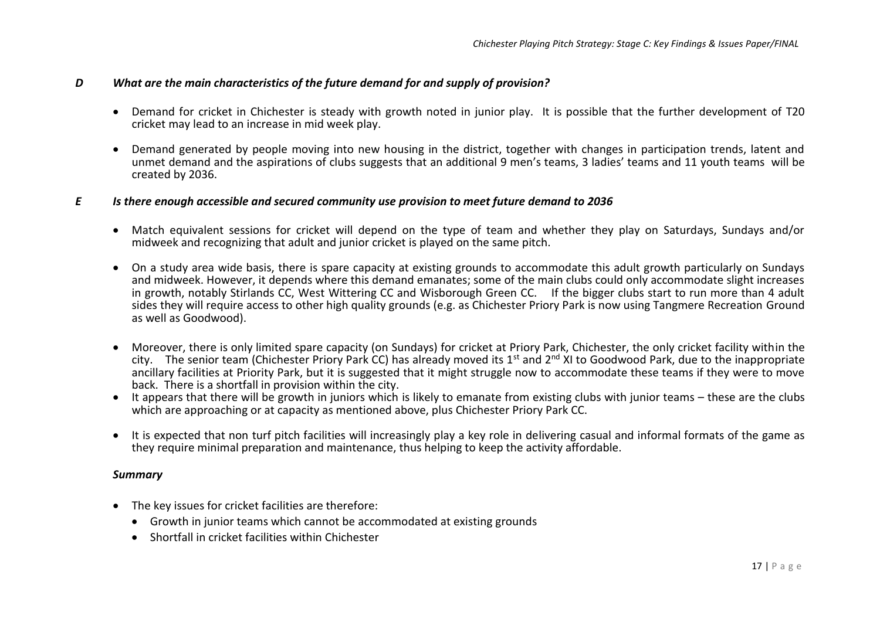### *D What are the main characteristics of the future demand for and supply of provision?*

- Demand for cricket in Chichester is steady with growth noted in junior play. It is possible that the further development of T20 cricket may lead to an increase in mid week play.
- Demand generated by people moving into new housing in the district, together with changes in participation trends, latent and unmet demand and the aspirations of clubs suggests that an additional 9 men's teams, 3 ladies' teams and 11 youth teams will be created by 2036.

### *E Is there enough accessible and secured community use provision to meet future demand to 2036*

- Match equivalent sessions for cricket will depend on the type of team and whether they play on Saturdays, Sundays and/or midweek and recognizing that adult and junior cricket is played on the same pitch.
- On a study area wide basis, there is spare capacity at existing grounds to accommodate this adult growth particularly on Sundays and midweek. However, it depends where this demand emanates; some of the main clubs could only accommodate slight increases in growth, notably Stirlands CC, West Wittering CC and Wisborough Green CC. If the bigger clubs start to run more than 4 adult sides they will require access to other high quality grounds (e.g. as Chichester Priory Park is now using Tangmere Recreation Ground as well as Goodwood).
- Moreover, there is only limited spare capacity (on Sundays) for cricket at Priory Park, Chichester, the only cricket facility withín the city. The senior team (Chichester Priory Park CC) has already moved its 1st and 2nd XI to Goodwood Park, due to the inappropriate ancillary facilities at Priority Park, but it is suggested that it might struggle now to accommodate these teams if they were to move back. There is a shortfall in provision within the city.
- It appears that there will be growth in juniors which is likely to emanate from existing clubs with junior teams – these are the clubs which are approaching or at capacity as mentioned above, plus Chichester Priory Park CC.
- It is expected that non turf pitch facilities will increasingly play a key role in delivering casual and informal formats of the game as they require minimal preparation and maintenance, thus helping to keep the activity affordable.

#### *Summary*

- The key issues for cricket facilities are therefore:
  - Growth in junior teams which cannot be accommodated at existing grounds
  - Shortfall in cricket facilities within Chichester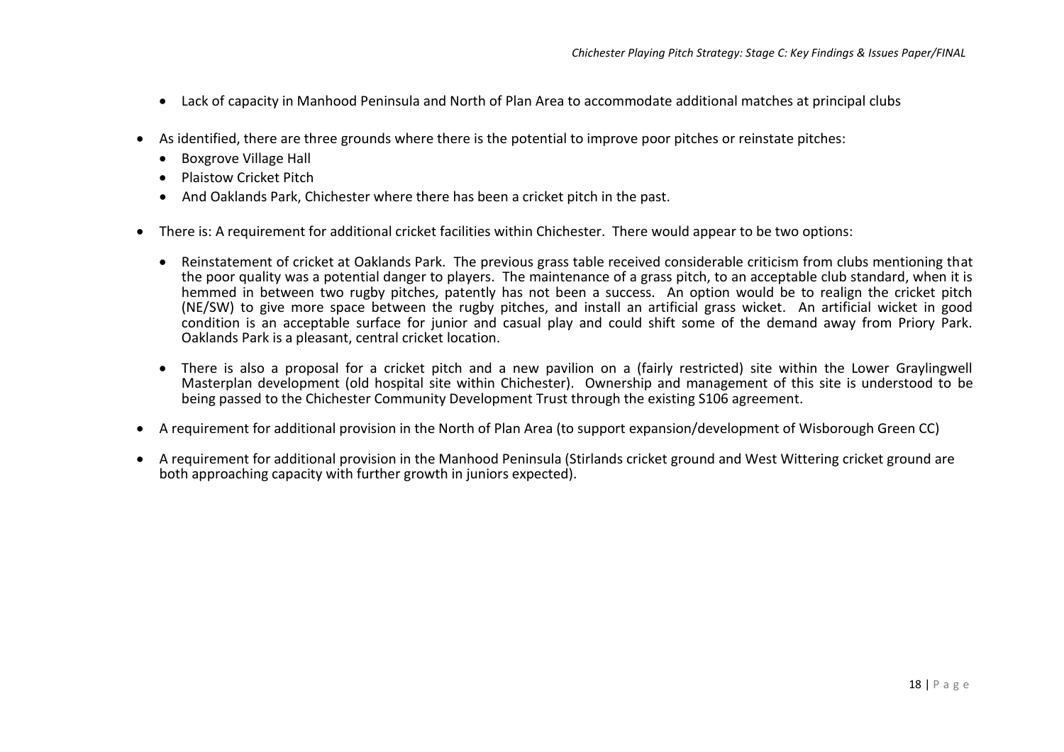- Lack of capacity in Manhood Peninsula and North of Plan Area to accommodate additional matches at principal clubs

- As identified, there are three grounds where there is the potential to improve poor pitches or reinstate pitches:
  - Boxgrove Village Hall
  - Plaistow Cricket Pitch
  - And Oaklands Park, Chichester where there has been a cricket pitch in the past.

- There is: A requirement for additional cricket facilities within Chichester. There would appear to be two options:
  - Reinstatement of cricket at Oaklands Park. The previous grass table received considerable criticism from clubs mentioning that the poor quality was a potential danger to players. The maintenance of a grass pitch, to an acceptable club standard, when it is hemmed in between two rugby pitches, patently has not been a success. An option would be to realign the cricket pitch (NE/SW) to give more space between the rugby pitches, and install an artificial grass wicket. An artificial wicket in good condition is an acceptable surface for junior and casual play and could shift some of the demand away from Priory Park. Oaklands Park is a pleasant, central cricket location.
  - There is also a proposal for a cricket pitch and a new pavilion on a (fairly restricted) site within the Lower Graylingwell Masterplan development (old hospital site within Chichester). Ownership and management of this site is understood to be being passed to the Chichester Community Development Trust through the existing S106 agreement.

- A requirement for additional provision in the North of Plan Area (to support expansion/development of Wisborough Green CC)

- A requirement for additional provision in the Manhood Peninsula (Stirlands cricket ground and West Wittering cricket ground are both approaching capacity with further growth in juniors expected).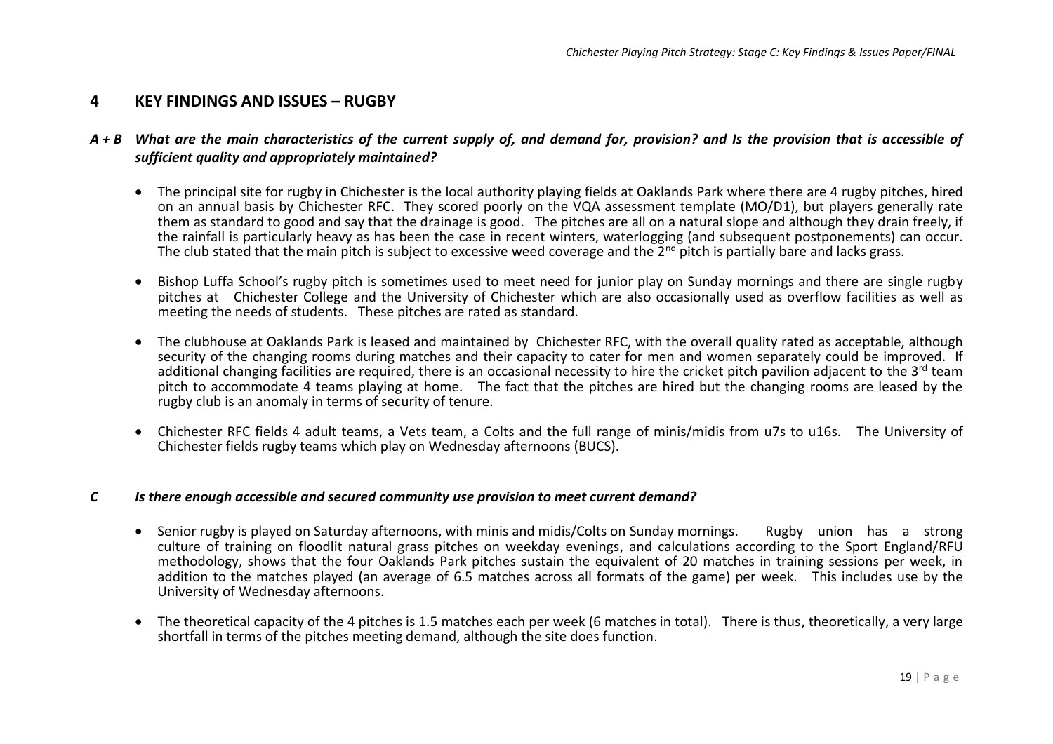## 4 KEY FINDINGS AND ISSUES – RUGBY

### *A + B What are the main characteristics of the current supply of, and demand for, provision? and Is the provision that is accessible of sufficient quality and appropriately maintained?*

- The principal site for rugby in Chichester is the local authority playing fields at Oaklands Park where there are 4 rugby pitches, hired on an annual basis by Chichester RFC. They scored poorly on the VQA assessment template (MO/D1), but players generally rate them as standard to good and say that the drainage is good. The pitches are all on a natural slope and although they drain freely, if the rainfall is particularly heavy as has been the case in recent winters, waterlogging (and subsequent postponements) can occur. The club stated that the main pitch is subject to excessive weed coverage and the 2nd pitch is partially bare and lacks grass.

- Bishop Luffa School's rugby pitch is sometimes used to meet need for junior play on Sunday mornings and there are single rugby pitches at Chichester College and the University of Chichester which are also occasionally used as overflow facilities as well as meeting the needs of students. These pitches are rated as standard.

- The clubhouse at Oaklands Park is leased and maintained by Chichester RFC, with the overall quality rated as acceptable, although security of the changing rooms during matches and their capacity to cater for men and women separately could be improved. If additional changing facilities are required, there is an occasional necessity to hire the cricket pitch pavilion adjacent to the 3rd team pitch to accommodate 4 teams playing at home. The fact that the pitches are hired but the changing rooms are leased by the rugby club is an anomaly in terms of security of tenure.

- Chichester RFC fields 4 adult teams, a Vets team, a Colts and the full range of minis/midis from u7s to u16s. The University of Chichester fields rugby teams which play on Wednesday afternoons (BUCS).

### *C Is there enough accessible and secured community use provision to meet current demand?*

- Senior rugby is played on Saturday afternoons, with minis and midis/Colts on Sunday mornings. Rugby union has a strong culture of training on floodlit natural grass pitches on weekday evenings, and calculations according to the Sport England/RFU methodology, shows that the four Oaklands Park pitches sustain the equivalent of 20 matches in training sessions per week, in addition to the matches played (an average of 6.5 matches across all formats of the game) per week. This includes use by the University of Wednesday afternoons.

- The theoretical capacity of the 4 pitches is 1.5 matches each per week (6 matches in total). There is thus, theoretically, a very large shortfall in terms of the pitches meeting demand, although the site does function.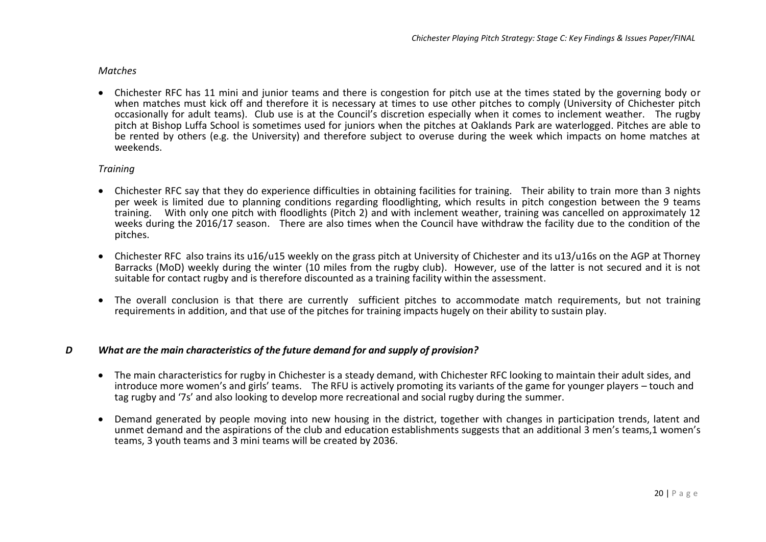*Matches*

- Chichester RFC has 11 mini and junior teams and there is congestion for pitch use at the times stated by the governing body or when matches must kick off and therefore it is necessary at times to use other pitches to comply (University of Chichester pitch occasionally for adult teams). Club use is at the Council's discretion especially when it comes to inclement weather. The rugby pitch at Bishop Luffa School is sometimes used for juniors when the pitches at Oaklands Park are waterlogged. Pitches are able to be rented by others (e.g. the University) and therefore subject to overuse during the week which impacts on home matches at weekends.

*Training*

- Chichester RFC say that they do experience difficulties in obtaining facilities for training. Their ability to train more than 3 nights per week is limited due to planning conditions regarding floodlighting, which results in pitch congestion between the 9 teams training. With only one pitch with floodlights (Pitch 2) and with inclement weather, training was cancelled on approximately 12 weeks during the 2016/17 season. There are also times when the Council have withdraw the facility due to the condition of the pitches.

- Chichester RFC also trains its u16/u15 weekly on the grass pitch at University of Chichester and its u13/u16s on the AGP at Thorney Barracks (MoD) weekly during the winter (10 miles from the rugby club). However, use of the latter is not secured and it is not suitable for contact rugby and is therefore discounted as a training facility within the assessment.

- The overall conclusion is that there are currently sufficient pitches to accommodate match requirements, but not training requirements in addition, and that use of the pitches for training impacts hugely on their ability to sustain play.

### *D What are the main characteristics of the future demand for and supply of provision?*

- The main characteristics for rugby in Chichester is a steady demand, with Chichester RFC looking to maintain their adult sides, and introduce more women's and girls' teams. The RFU is actively promoting its variants of the game for younger players – touch and tag rugby and '7s' and also looking to develop more recreational and social rugby during the summer.

- Demand generated by people moving into new housing in the district, together with changes in participation trends, latent and unmet demand and the aspirations of the club and education establishments suggests that an additional 3 men's teams,1 women's teams, 3 youth teams and 3 mini teams will be created by 2036.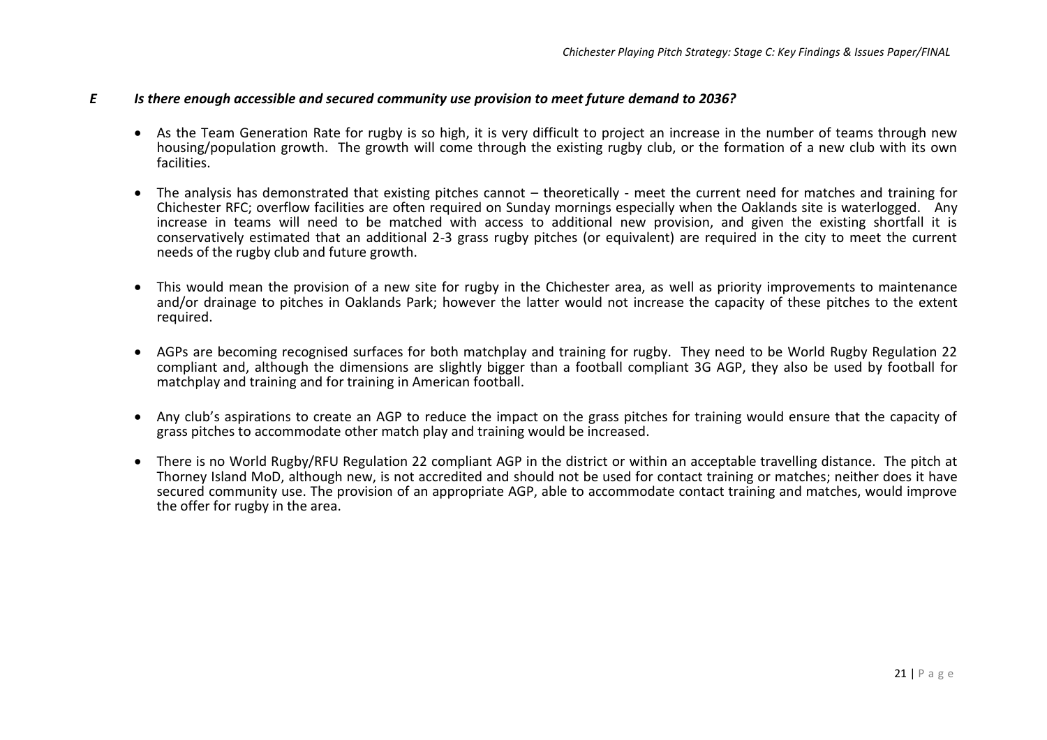### *E Is there enough accessible and secured community use provision to meet future demand to 2036?*

- As the Team Generation Rate for rugby is so high, it is very difficult to project an increase in the number of teams through new housing/population growth. The growth will come through the existing rugby club, or the formation of a new club with its own facilities.
- The analysis has demonstrated that existing pitches cannot – theoretically - meet the current need for matches and training for Chichester RFC; overflow facilities are often required on Sunday mornings especially when the Oaklands site is waterlogged. Any increase in teams will need to be matched with access to additional new provision, and given the existing shortfall it is conservatively estimated that an additional 2-3 grass rugby pitches (or equivalent) are required in the city to meet the current needs of the rugby club and future growth.
- This would mean the provision of a new site for rugby in the Chichester area, as well as priority improvements to maintenance and/or drainage to pitches in Oaklands Park; however the latter would not increase the capacity of these pitches to the extent required.
- AGPs are becoming recognised surfaces for both matchplay and training for rugby. They need to be World Rugby Regulation 22 compliant and, although the dimensions are slightly bigger than a football compliant 3G AGP, they also be used by football for matchplay and training and for training in American football.
- Any club's aspirations to create an AGP to reduce the impact on the grass pitches for training would ensure that the capacity of grass pitches to accommodate other match play and training would be increased.
- There is no World Rugby/RFU Regulation 22 compliant AGP in the district or within an acceptable travelling distance. The pitch at Thorney Island MoD, although new, is not accredited and should not be used for contact training or matches; neither does it have secured community use. The provision of an appropriate AGP, able to accommodate contact training and matches, would improve the offer for rugby in the area.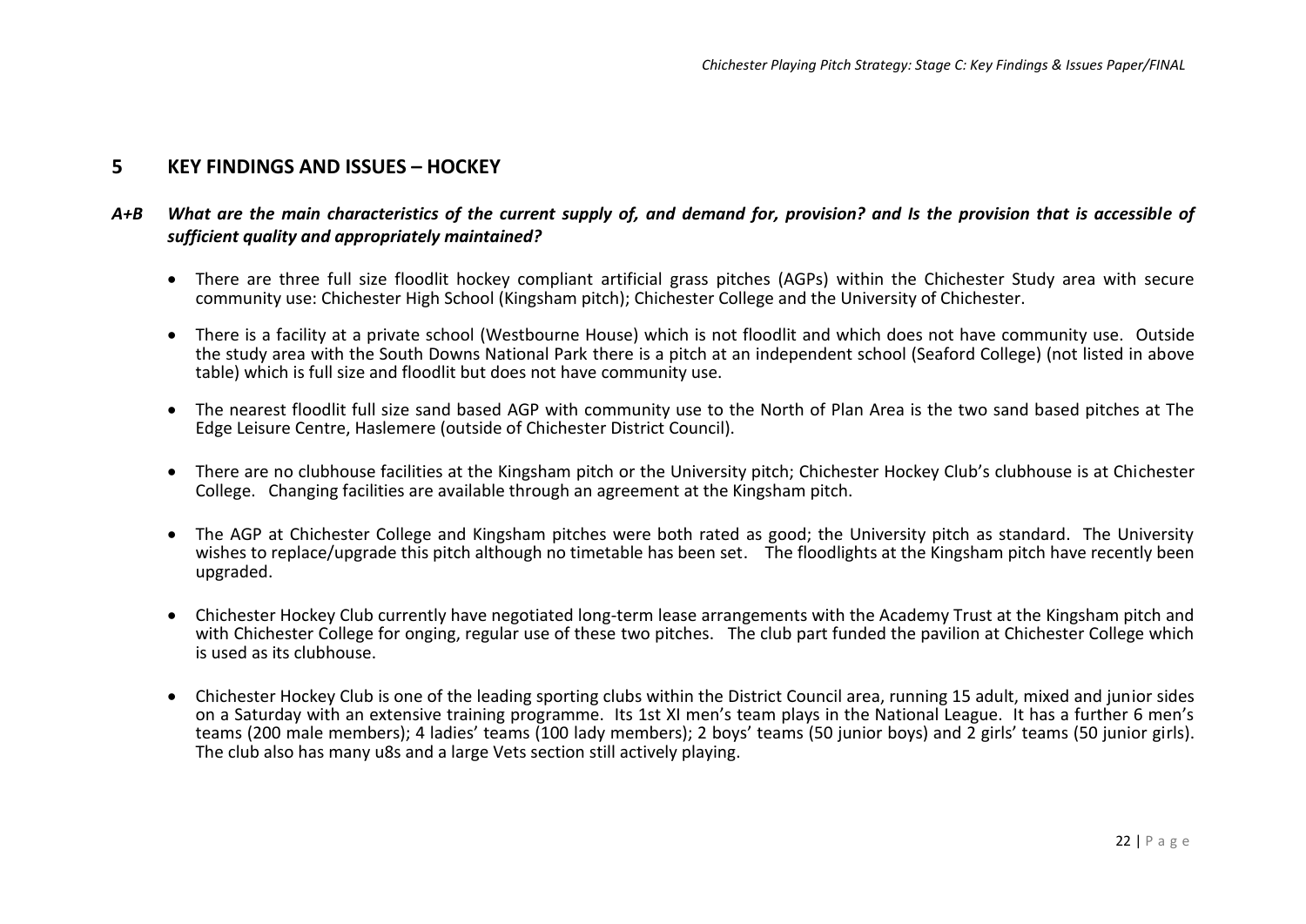## 5 KEY FINDINGS AND ISSUES – HOCKEY

### *A+B What are the main characteristics of the current supply of, and demand for, provision? and Is the provision that is accessible of sufficient quality and appropriately maintained?*

- There are three full size floodlit hockey compliant artificial grass pitches (AGPs) within the Chichester Study area with secure community use: Chichester High School (Kingsham pitch); Chichester College and the University of Chichester.
- There is a facility at a private school (Westbourne House) which is not floodlit and which does not have community use. Outside the study area with the South Downs National Park there is a pitch at an independent school (Seaford College) (not listed in above table) which is full size and floodlit but does not have community use.
- The nearest floodlit full size sand based AGP with community use to the North of Plan Area is the two sand based pitches at The Edge Leisure Centre, Haslemere (outside of Chichester District Council).
- There are no clubhouse facilities at the Kingsham pitch or the University pitch; Chichester Hockey Club's clubhouse is at Chichester College. Changing facilities are available through an agreement at the Kingsham pitch.
- The AGP at Chichester College and Kingsham pitches were both rated as good; the University pitch as standard. The University wishes to replace/upgrade this pitch although no timetable has been set. The floodlights at the Kingsham pitch have recently been upgraded.
- Chichester Hockey Club currently have negotiated long-term lease arrangements with the Academy Trust at the Kingsham pitch and with Chichester College for onging, regular use of these two pitches. The club part funded the pavilion at Chichester College which is used as its clubhouse.
- Chichester Hockey Club is one of the leading sporting clubs within the District Council area, running 15 adult, mixed and junior sides on a Saturday with an extensive training programme. Its 1st XI men's team plays in the National League. It has a further 6 men's teams (200 male members); 4 ladies' teams (100 lady members); 2 boys' teams (50 junior boys) and 2 girls' teams (50 junior girls). The club also has many u8s and a large Vets section still actively playing.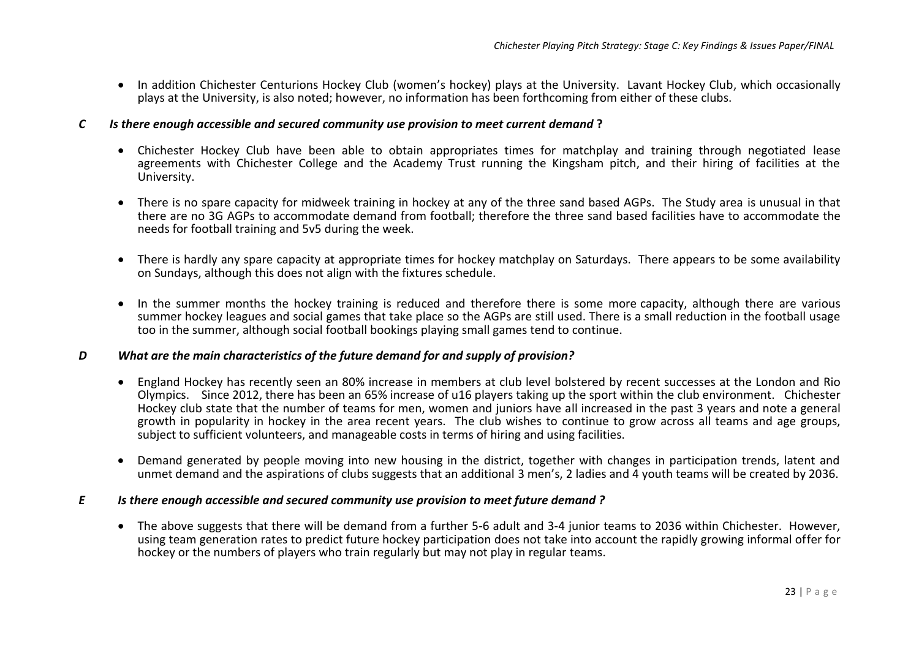- In addition Chichester Centurions Hockey Club (women's hockey) plays at the University. Lavant Hockey Club, which occasionally plays at the University, is also noted; however, no information has been forthcoming from either of these clubs.

### *C Is there enough accessible and secured community use provision to meet current demand* **?**

- Chichester Hockey Club have been able to obtain appropriates times for matchplay and training through negotiated lease agreements with Chichester College and the Academy Trust running the Kingsham pitch, and their hiring of facilities at the University.

- There is no spare capacity for midweek training in hockey at any of the three sand based AGPs. The Study area is unusual in that there are no 3G AGPs to accommodate demand from football; therefore the three sand based facilities have to accommodate the needs for football training and 5v5 during the week.

- There is hardly any spare capacity at appropriate times for hockey matchplay on Saturdays. There appears to be some availability on Sundays, although this does not align with the fixtures schedule.

- In the summer months the hockey training is reduced and therefore there is some more capacity, although there are various summer hockey leagues and social games that take place so the AGPs are still used. There is a small reduction in the football usage too in the summer, although social football bookings playing small games tend to continue.

### *D What are the main characteristics of the future demand for and supply of provision?*

- England Hockey has recently seen an 80% increase in members at club level bolstered by recent successes at the London and Rio Olympics. Since 2012, there has been an 65% increase of u16 players taking up the sport within the club environment. Chichester Hockey club state that the number of teams for men, women and juniors have all increased in the past 3 years and note a general growth in popularity in hockey in the area recent years. The club wishes to continue to grow across all teams and age groups, subject to sufficient volunteers, and manageable costs in terms of hiring and using facilities.

- Demand generated by people moving into new housing in the district, together with changes in participation trends, latent and unmet demand and the aspirations of clubs suggests that an additional 3 men's, 2 ladies and 4 youth teams will be created by 2036.

### *E Is there enough accessible and secured community use provision to meet future demand ?*

- The above suggests that there will be demand from a further 5-6 adult and 3-4 junior teams to 2036 within Chichester. However, using team generation rates to predict future hockey participation does not take into account the rapidly growing informal offer for hockey or the numbers of players who train regularly but may not play in regular teams.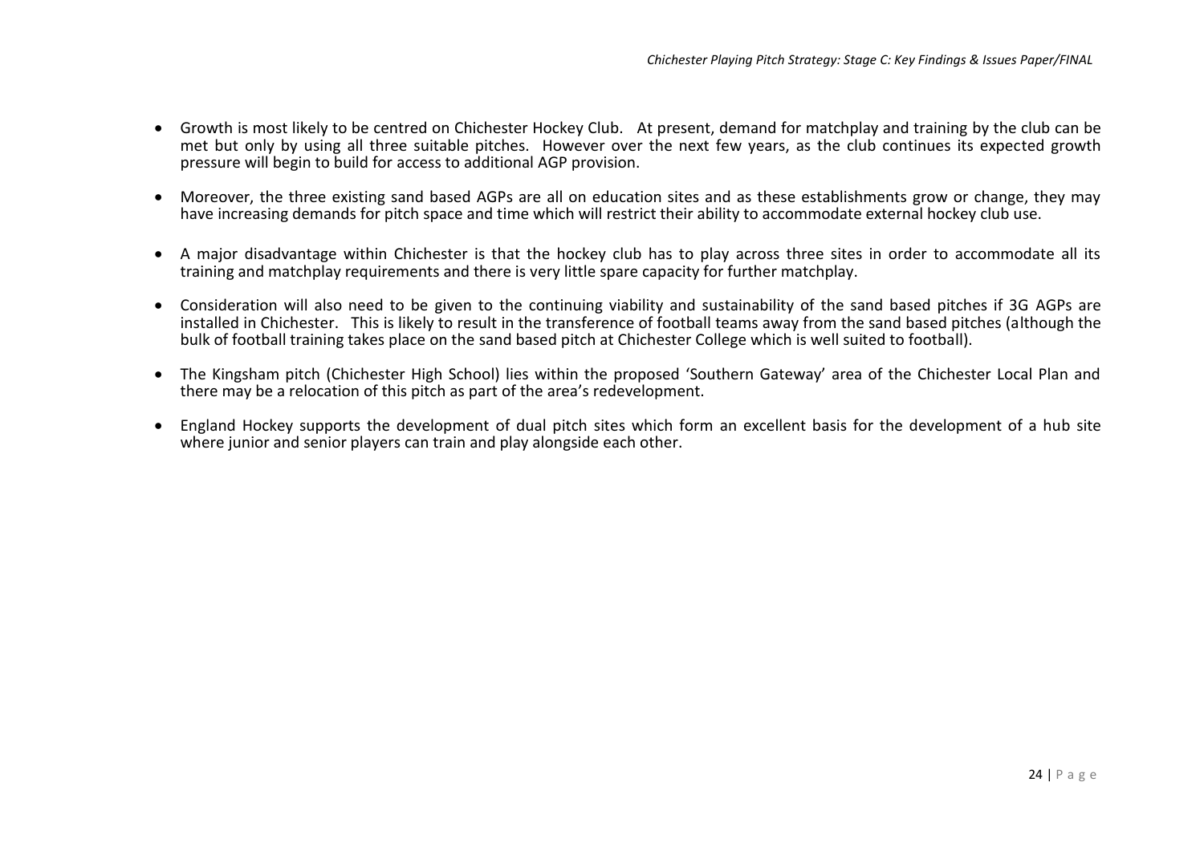- Growth is most likely to be centred on Chichester Hockey Club. At present, demand for matchplay and training by the club can be met but only by using all three suitable pitches. However over the next few years, as the club continues its expected growth pressure will begin to build for access to additional AGP provision.

- Moreover, the three existing sand based AGPs are all on education sites and as these establishments grow or change, they may have increasing demands for pitch space and time which will restrict their ability to accommodate external hockey club use.

- A major disadvantage within Chichester is that the hockey club has to play across three sites in order to accommodate all its training and matchplay requirements and there is very little spare capacity for further matchplay.

- Consideration will also need to be given to the continuing viability and sustainability of the sand based pitches if 3G AGPs are installed in Chichester. This is likely to result in the transference of football teams away from the sand based pitches (although the bulk of football training takes place on the sand based pitch at Chichester College which is well suited to football).

- The Kingsham pitch (Chichester High School) lies within the proposed 'Southern Gateway' area of the Chichester Local Plan and there may be a relocation of this pitch as part of the area's redevelopment.

- England Hockey supports the development of dual pitch sites which form an excellent basis for the development of a hub site where junior and senior players can train and play alongside each other.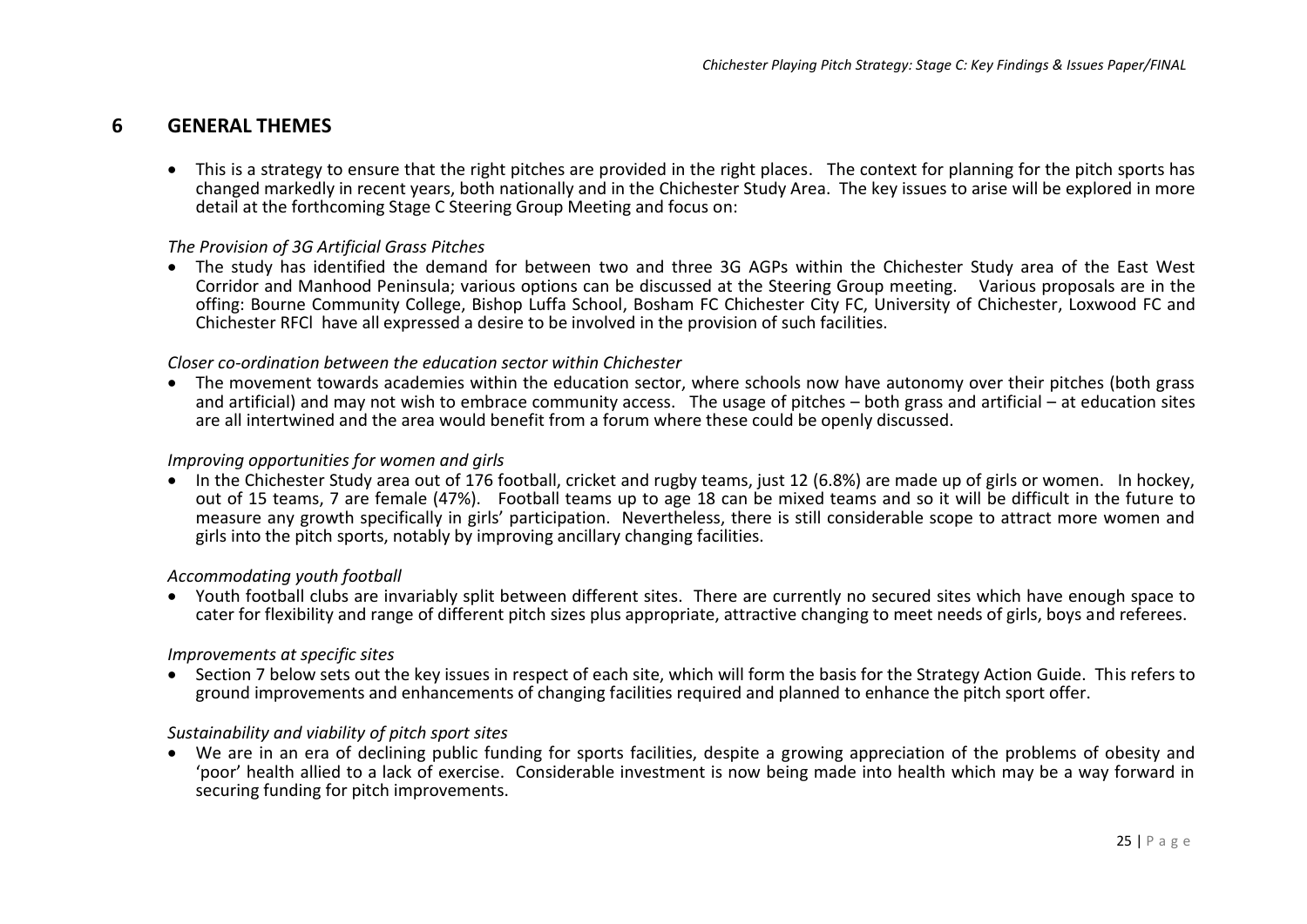# 6 GENERAL THEMES

- This is a strategy to ensure that the right pitches are provided in the right places. The context for planning for the pitch sports has changed markedly in recent years, both nationally and in the Chichester Study Area. The key issues to arise will be explored in more detail at the forthcoming Stage C Steering Group Meeting and focus on:

*The Provision of 3G Artificial Grass Pitches*

- The study has identified the demand for between two and three 3G AGPs within the Chichester Study area of the East West Corridor and Manhood Peninsula; various options can be discussed at the Steering Group meeting. Various proposals are in the offing: Bourne Community College, Bishop Luffa School, Bosham FC Chichester City FC, University of Chichester, Loxwood FC and Chichester RFCl have all expressed a desire to be involved in the provision of such facilities.

*Closer co-ordination between the education sector within Chichester*

- The movement towards academies within the education sector, where schools now have autonomy over their pitches (both grass and artificial) and may not wish to embrace community access. The usage of pitches – both grass and artificial – at education sites are all intertwined and the area would benefit from a forum where these could be openly discussed.

*Improving opportunities for women and girls*

- In the Chichester Study area out of 176 football, cricket and rugby teams, just 12 (6.8%) are made up of girls or women. In hockey, out of 15 teams, 7 are female (47%). Football teams up to age 18 can be mixed teams and so it will be difficult in the future to measure any growth specifically in girls' participation. Nevertheless, there is still considerable scope to attract more women and girls into the pitch sports, notably by improving ancillary changing facilities.

*Accommodating youth football*

- Youth football clubs are invariably split between different sites. There are currently no secured sites which have enough space to cater for flexibility and range of different pitch sizes plus appropriate, attractive changing to meet needs of girls, boys and referees.

*Improvements at specific sites*

- Section 7 below sets out the key issues in respect of each site, which will form the basis for the Strategy Action Guide. This refers to ground improvements and enhancements of changing facilities required and planned to enhance the pitch sport offer.

*Sustainability and viability of pitch sport sites*

- We are in an era of declining public funding for sports facilities, despite a growing appreciation of the problems of obesity and 'poor' health allied to a lack of exercise. Considerable investment is now being made into health which may be a way forward in securing funding for pitch improvements.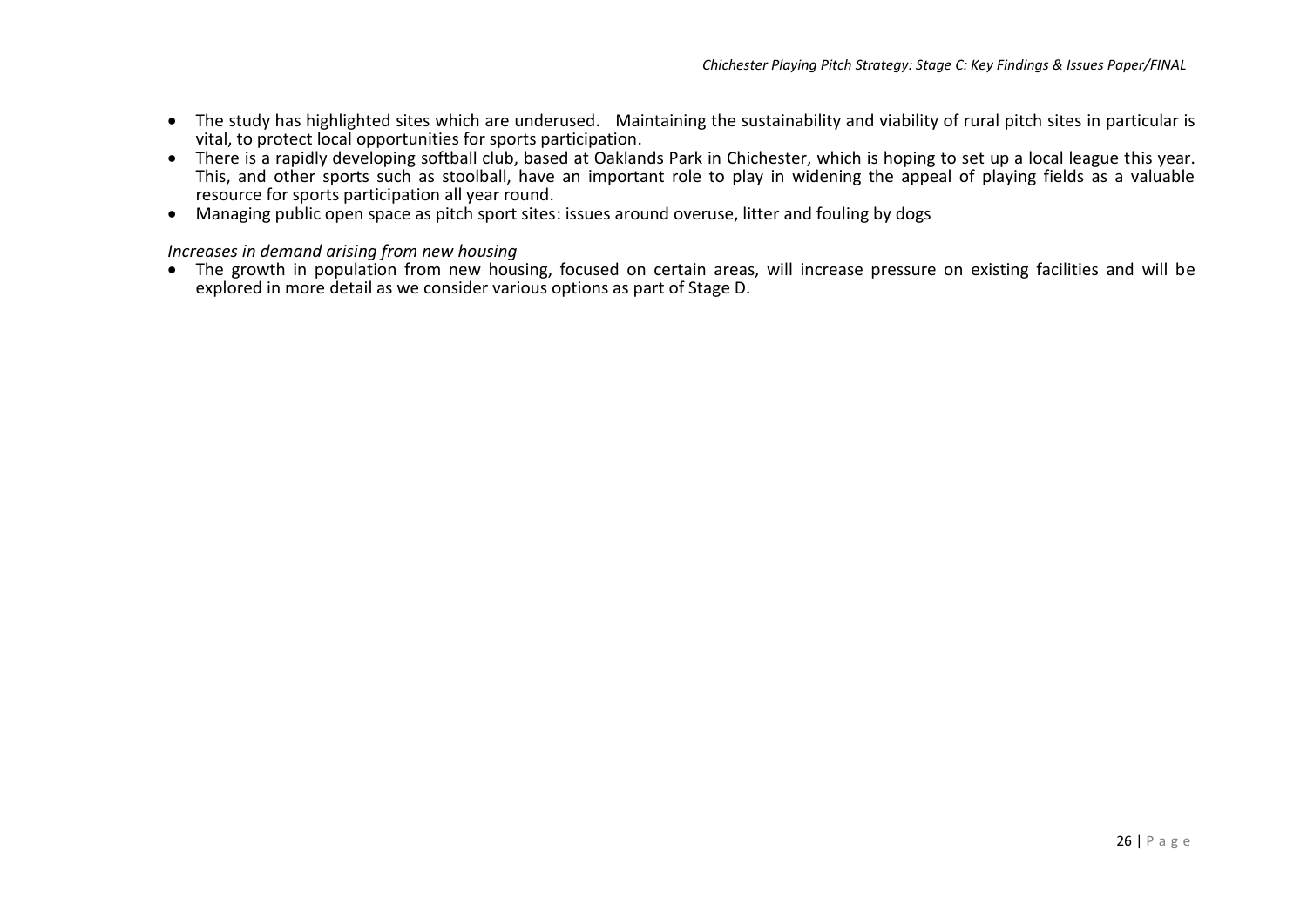- The study has highlighted sites which are underused. Maintaining the sustainability and viability of rural pitch sites in particular is vital, to protect local opportunities for sports participation.
- There is a rapidly developing softball club, based at Oaklands Park in Chichester, which is hoping to set up a local league this year. This, and other sports such as stoolball, have an important role to play in widening the appeal of playing fields as a valuable resource for sports participation all year round.
- Managing public open space as pitch sport sites: issues around overuse, litter and fouling by dogs

*Increases in demand arising from new housing*

- The growth in population from new housing, focused on certain areas, will increase pressure on existing facilities and will be explored in more detail as we consider various options as part of Stage D.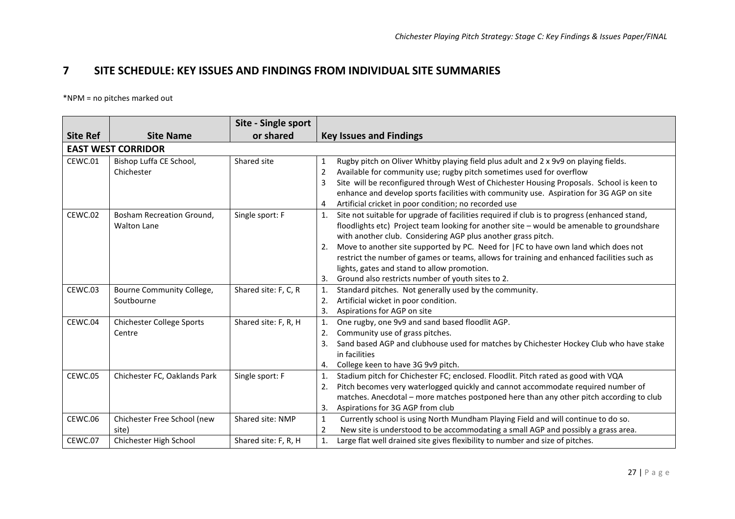# 7 SITE SCHEDULE: KEY ISSUES AND FINDINGS FROM INDIVIDUAL SITE SUMMARIES

*NPM = no pitches marked out

| Site Ref | Site Name | Site - Single sport or shared | Key Issues and Findings |
|---|---|---|---|
| **EAST WEST CORRIDOR** | | | |
| CEWC.01 | Bishop Luffa CE School, Chichester | Shared site | 1 Rugby pitch on Oliver Whitby playing field plus adult and 2 x 9v9 on playing fields.<br>2 Available for community use; rugby pitch sometimes used for overflow<br>3 Site will be reconfigured through West of Chichester Housing Proposals. School is keen to enhance and develop sports facilities with community use. Aspiration for 3G AGP on site<br>4 Artificial cricket in poor condition; no recorded use |
| CEWC.02 | Bosham Recreation Ground, Walton Lane | Single sport: F | 1. Site not suitable for upgrade of facilities required if club is to progress (enhanced stand, floodlights etc) Project team looking for another site – would be amenable to groundshare with another club. Considering AGP plus another grass pitch.<br>2. Move to another site supported by PC. Need for \|FC to have own land which does not restrict the number of games or teams, allows for training and enhanced facilities such as lights, gates and stand to allow promotion.<br>3. Ground also restricts number of youth sites to 2. |
| CEWC.03 | Bourne Community College, Southbourne | Shared site: F, C, R | 1. Standard pitches. Not generally used by the community.<br>2. Artificial wicket in poor condition.<br>3. Aspirations for AGP on site |
| CEWC.04 | Chichester College Sports Centre | Shared site: F, R, H | 1. One rugby, one 9v9 and sand based floodlit AGP.<br>2. Community use of grass pitches.<br>3. Sand based AGP and clubhouse used for matches by Chichester Hockey Club who have stake in facilities<br>4. College keen to have 3G 9v9 pitch. |
| CEWC.05 | Chichester FC, Oaklands Park | Single sport: F | 1. Stadium pitch for Chichester FC; enclosed. Floodlit. Pitch rated as good with VQA<br>2. Pitch becomes very waterlogged quickly and cannot accommodate required number of matches. Anecdotal – more matches postponed here than any other pitch according to club<br>3. Aspirations for 3G AGP from club |
| CEWC.06 | Chichester Free School (new site) | Shared site: NMP | 1 Currently school is using North Mundham Playing Field and will continue to do so.<br>2 New site is understood to be accommodating a small AGP and possibly a grass area. |
| CEWC.07 | Chichester High School | Shared site: F, R, H | 1. Large flat well drained site gives flexibility to number and size of pitches. |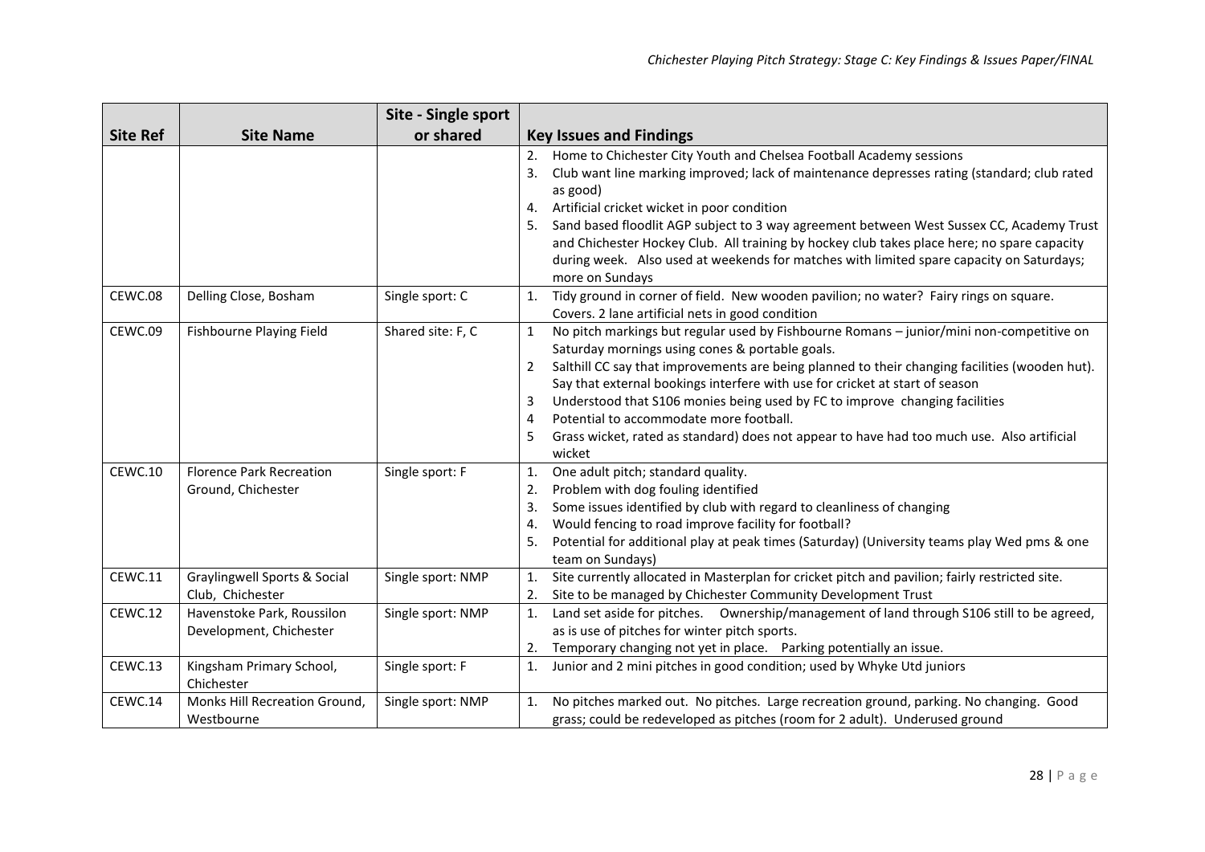| Site Ref | Site Name | Site - Single sport or shared | Key Issues and Findings |
|---|---|---|---|
| | | | 2. Home to Chichester City Youth and Chelsea Football Academy sessions<br>3. Club want line marking improved; lack of maintenance depresses rating (standard; club rated as good)<br>4. Artificial cricket wicket in poor condition<br>5. Sand based floodlit AGP subject to 3 way agreement between West Sussex CC, Academy Trust and Chichester Hockey Club. All training by hockey club takes place here; no spare capacity during week. Also used at weekends for matches with limited spare capacity on Saturdays; more on Sundays |
| CEWC.08 | Delling Close, Bosham | Single sport: C | 1. Tidy ground in corner of field. New wooden pavilion; no water? Fairy rings on square. Covers. 2 lane artificial nets in good condition |
| CEWC.09 | Fishbourne Playing Field | Shared site: F, C | 1 No pitch markings but regular used by Fishbourne Romans – junior/mini non-competitive on Saturday mornings using cones & portable goals.<br>2 Salthill CC say that improvements are being planned to their changing facilities (wooden hut). Say that external bookings interfere with use for cricket at start of season<br>3 Understood that S106 monies being used by FC to improve changing facilities<br>4 Potential to accommodate more football.<br>5 Grass wicket, rated as standard) does not appear to have had too much use. Also artificial wicket |
| CEWC.10 | Florence Park Recreation Ground, Chichester | Single sport: F | 1. One adult pitch; standard quality.<br>2. Problem with dog fouling identified<br>3. Some issues identified by club with regard to cleanliness of changing<br>4. Would fencing to road improve facility for football?<br>5. Potential for additional play at peak times (Saturday) (University teams play Wed pms & one team on Sundays) |
| CEWC.11 | Graylingwell Sports & Social Club, Chichester | Single sport: NMP | 1. Site currently allocated in Masterplan for cricket pitch and pavilion; fairly restricted site.<br>2. Site to be managed by Chichester Community Development Trust |
| CEWC.12 | Havenstoke Park, Roussilon Development, Chichester | Single sport: NMP | 1. Land set aside for pitches. Ownership/management of land through S106 still to be agreed, as is use of pitches for winter pitch sports.<br>2. Temporary changing not yet in place. Parking potentially an issue. |
| CEWC.13 | Kingsham Primary School, Chichester | Single sport: F | 1. Junior and 2 mini pitches in good condition; used by Whyke Utd juniors |
| CEWC.14 | Monks Hill Recreation Ground, Westbourne | Single sport: NMP | 1. No pitches marked out. No pitches. Large recreation ground, parking. No changing. Good grass; could be redeveloped as pitches (room for 2 adult). Underused ground |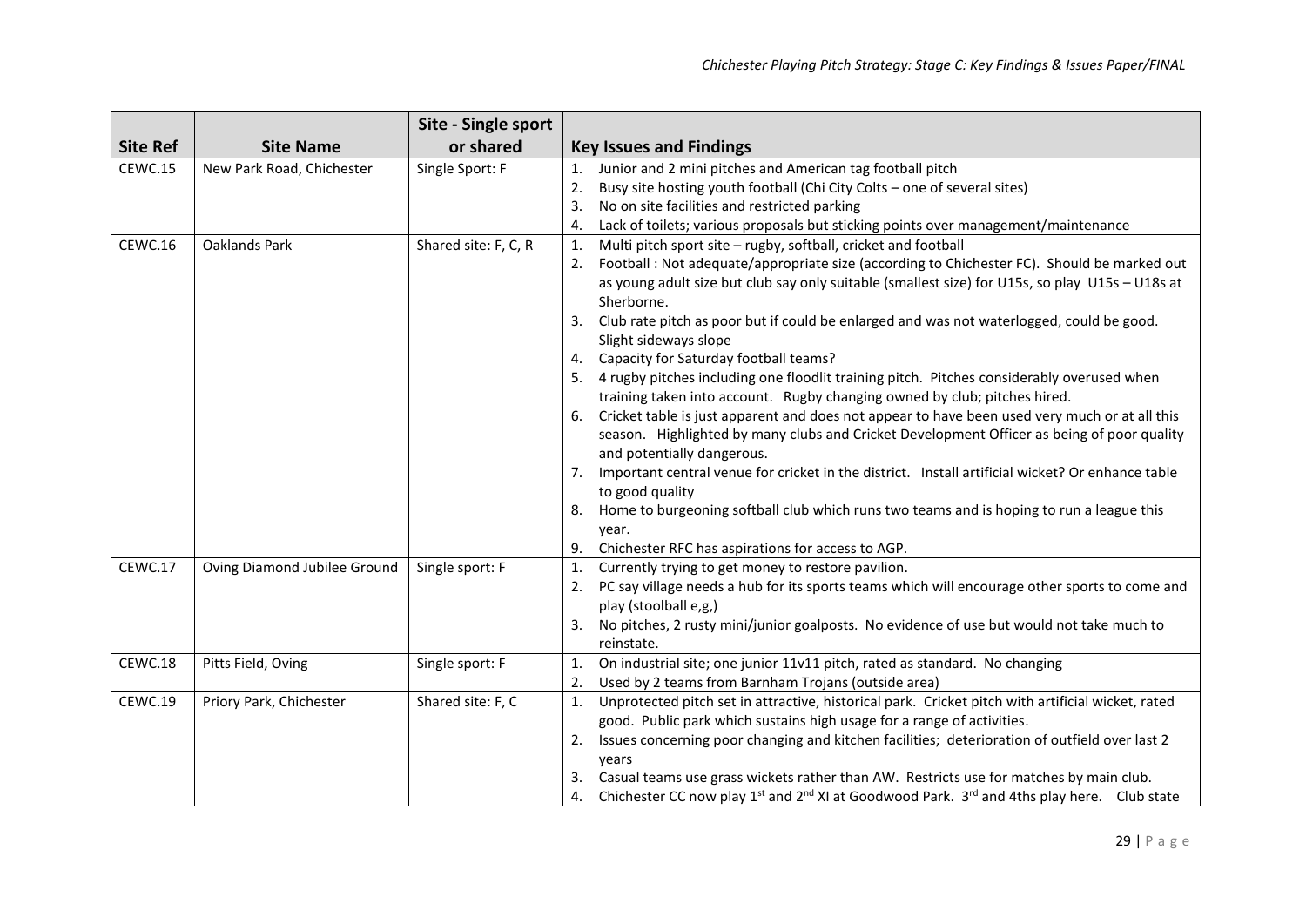| Site Ref | Site Name | Site - Single sport or shared | Key Issues and Findings |
|---|---|---|---|
| CEWC.15 | New Park Road, Chichester | Single Sport: F | 1. Junior and 2 mini pitches and American tag football pitch<br>2. Busy site hosting youth football (Chi City Colts – one of several sites)<br>3. No on site facilities and restricted parking<br>4. Lack of toilets; various proposals but sticking points over management/maintenance |
| CEWC.16 | Oaklands Park | Shared site: F, C, R | 1. Multi pitch sport site – rugby, softball, cricket and football<br>2. Football : Not adequate/appropriate size (according to Chichester FC). Should be marked out as young adult size but club say only suitable (smallest size) for U15s, so play U15s – U18s at Sherborne.<br>3. Club rate pitch as poor but if could be enlarged and was not waterlogged, could be good. Slight sideways slope<br>4. Capacity for Saturday football teams?<br>5. 4 rugby pitches including one floodlit training pitch. Pitches considerably overused when training taken into account. Rugby changing owned by club; pitches hired.<br>6. Cricket table is just apparent and does not appear to have been used very much or at all this season. Highlighted by many clubs and Cricket Development Officer as being of poor quality and potentially dangerous.<br>7. Important central venue for cricket in the district. Install artificial wicket? Or enhance table to good quality<br>8. Home to burgeoning softball club which runs two teams and is hoping to run a league this year.<br>9. Chichester RFC has aspirations for access to AGP. |
| CEWC.17 | Oving Diamond Jubilee Ground | Single sport: F | 1. Currently trying to get money to restore pavilion.<br>2. PC say village needs a hub for its sports teams which will encourage other sports to come and play (stoolball e,g,)<br>3. No pitches, 2 rusty mini/junior goalposts. No evidence of use but would not take much to reinstate. |
| CEWC.18 | Pitts Field, Oving | Single sport: F | 1. On industrial site; one junior 11v11 pitch, rated as standard. No changing<br>2. Used by 2 teams from Barnham Trojans (outside area) |
| CEWC.19 | Priory Park, Chichester | Shared site: F, C | 1. Unprotected pitch set in attractive, historical park. Cricket pitch with artificial wicket, rated good. Public park which sustains high usage for a range of activities.<br>2. Issues concerning poor changing and kitchen facilities; deterioration of outfield over last 2 years<br>3. Casual teams use grass wickets rather than AW. Restricts use for matches by main club.<br>4. Chichester CC now play 1st and 2nd XI at Goodwood Park. 3rd and 4ths play here. Club state |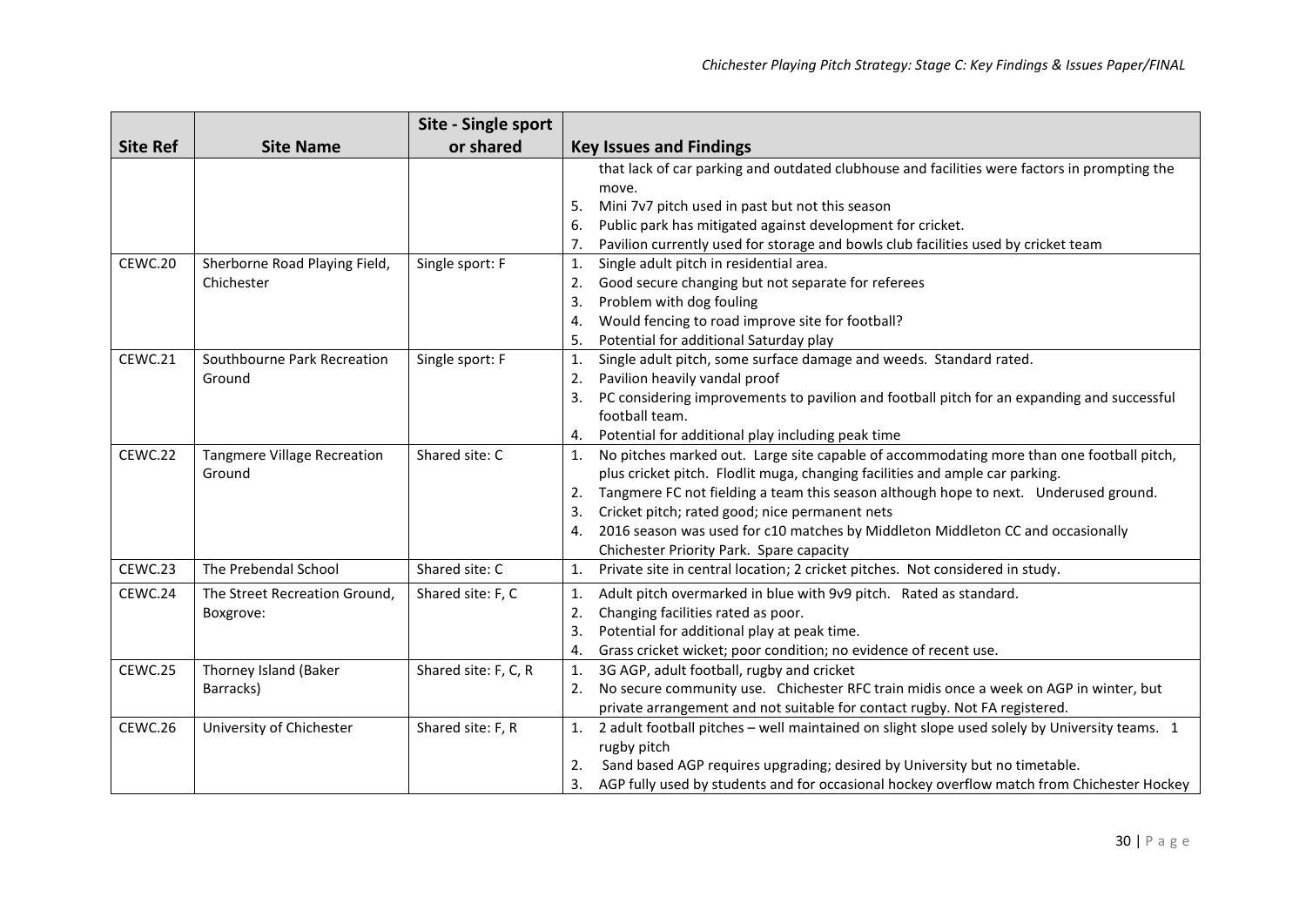| Site Ref | Site Name | Site - Single sport or shared | Key Issues and Findings |
|---|---|---|---|
| | | | that lack of car parking and outdated clubhouse and facilities were factors in prompting the move.<br>5. Mini 7v7 pitch used in past but not this season<br>6. Public park has mitigated against development for cricket.<br>7. Pavilion currently used for storage and bowls club facilities used by cricket team |
| CEWC.20 | Sherborne Road Playing Field, Chichester | Single sport: F | 1. Single adult pitch in residential area.<br>2. Good secure changing but not separate for referees<br>3. Problem with dog fouling<br>4. Would fencing to road improve site for football?<br>5. Potential for additional Saturday play |
| CEWC.21 | Southbourne Park Recreation Ground | Single sport: F | 1. Single adult pitch, some surface damage and weeds. Standard rated.<br>2. Pavilion heavily vandal proof<br>3. PC considering improvements to pavilion and football pitch for an expanding and successful football team.<br>4. Potential for additional play including peak time |
| CEWC.22 | Tangmere Village Recreation Ground | Shared site: C | 1. No pitches marked out. Large site capable of accommodating more than one football pitch, plus cricket pitch. Flodlit muga, changing facilities and ample car parking.<br>2. Tangmere FC not fielding a team this season although hope to next. Underused ground.<br>3. Cricket pitch; rated good; nice permanent nets<br>4. 2016 season was used for c10 matches by Middleton Middleton CC and occasionally Chichester Priority Park. Spare capacity |
| CEWC.23 | The Prebendal School | Shared site: C | 1. Private site in central location; 2 cricket pitches. Not considered in study. |
| CEWC.24 | The Street Recreation Ground, Boxgrove: | Shared site: F, C | 1. Adult pitch overmarked in blue with 9v9 pitch. Rated as standard.<br>2. Changing facilities rated as poor.<br>3. Potential for additional play at peak time.<br>4. Grass cricket wicket; poor condition; no evidence of recent use. |
| CEWC.25 | Thorney Island (Baker Barracks) | Shared site: F, C, R | 1. 3G AGP, adult football, rugby and cricket<br>2. No secure community use. Chichester RFC train midis once a week on AGP in winter, but private arrangement and not suitable for contact rugby. Not FA registered. |
| CEWC.26 | University of Chichester | Shared site: F, R | 1. 2 adult football pitches – well maintained on slight slope used solely by University teams. 1 rugby pitch<br>2. Sand based AGP requires upgrading; desired by University but no timetable.<br>3. AGP fully used by students and for occasional hockey overflow match from Chichester Hockey |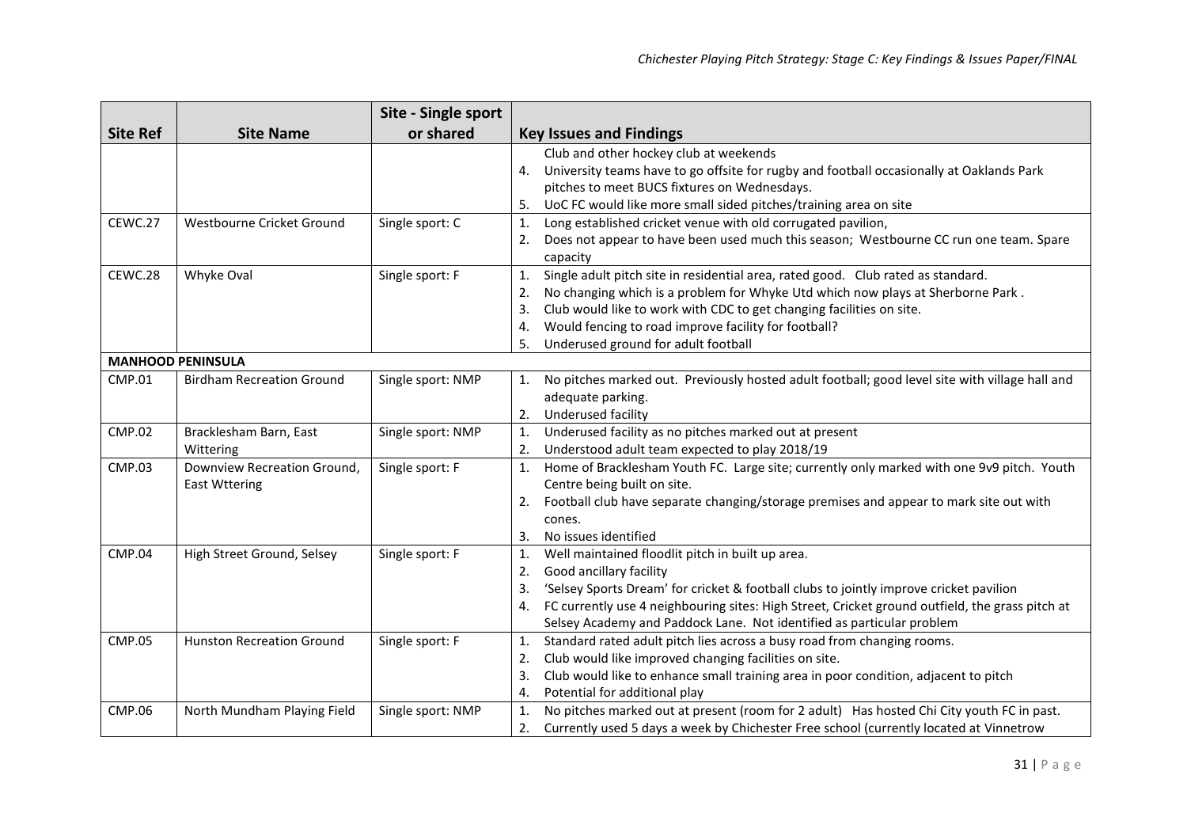| Site Ref | Site Name | Site - Single sport or shared | Key Issues and Findings |
|---|---|---|---|
| | | | Club and other hockey club at weekends<br>4. University teams have to go offsite for rugby and football occasionally at Oaklands Park pitches to meet BUCS fixtures on Wednesdays.<br>5. UoC FC would like more small sided pitches/training area on site |
| CEWC.27 | Westbourne Cricket Ground | Single sport: C | 1. Long established cricket venue with old corrugated pavilion,<br>2. Does not appear to have been used much this season; Westbourne CC run one team. Spare capacity |
| CEWC.28 | Whyke Oval | Single sport: F | 1. Single adult pitch site in residential area, rated good. Club rated as standard.<br>2. No changing which is a problem for Whyke Utd which now plays at Sherborne Park .<br>3. Club would like to work with CDC to get changing facilities on site.<br>4. Would fencing to road improve facility for football?<br>5. Underused ground for adult football |
| **MANHOOD PENINSULA** | | | |
| CMP.01 | Birdham Recreation Ground | Single sport: NMP | 1. No pitches marked out. Previously hosted adult football; good level site with village hall and adequate parking.<br>2. Underused facility |
| CMP.02 | Bracklesham Barn, East Wittering | Single sport: NMP | 1. Underused facility as no pitches marked out at present<br>2. Understood adult team expected to play 2018/19 |
| CMP.03 | Downview Recreation Ground, East Wttering | Single sport: F | 1. Home of Bracklesham Youth FC. Large site; currently only marked with one 9v9 pitch. Youth Centre being built on site.<br>2. Football club have separate changing/storage premises and appear to mark site out with cones.<br>3. No issues identified |
| CMP.04 | High Street Ground, Selsey | Single sport: F | 1. Well maintained floodlit pitch in built up area.<br>2. Good ancillary facility<br>3. 'Selsey Sports Dream' for cricket & football clubs to jointly improve cricket pavilion<br>4. FC currently use 4 neighbouring sites: High Street, Cricket ground outfield, the grass pitch at Selsey Academy and Paddock Lane. Not identified as particular problem |
| CMP.05 | Hunston Recreation Ground | Single sport: F | 1. Standard rated adult pitch lies across a busy road from changing rooms.<br>2. Club would like improved changing facilities on site.<br>3. Club would like to enhance small training area in poor condition, adjacent to pitch<br>4. Potential for additional play |
| CMP.06 | North Mundham Playing Field | Single sport: NMP | 1. No pitches marked out at present (room for 2 adult) Has hosted Chi City youth FC in past.<br>2. Currently used 5 days a week by Chichester Free school (currently located at Vinnetrow |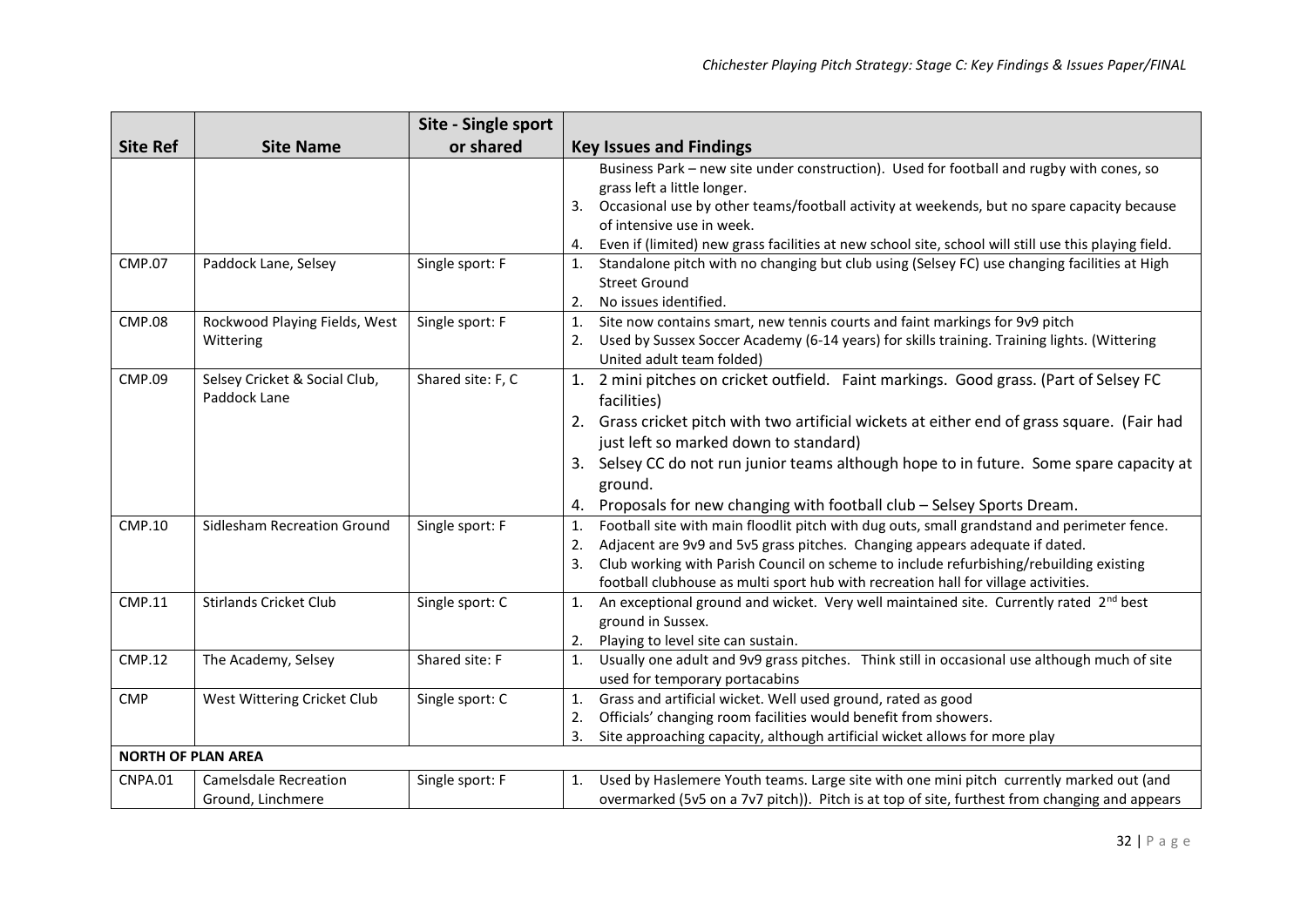| Site Ref | Site Name | Site - Single sport or shared | Key Issues and Findings |
|---|---|---|---|
| | | | Business Park – new site under construction). Used for football and rugby with cones, so grass left a little longer.<br>3. Occasional use by other teams/football activity at weekends, but no spare capacity because of intensive use in week.<br>4. Even if (limited) new grass facilities at new school site, school will still use this playing field. |
| CMP.07 | Paddock Lane, Selsey | Single sport: F | 1. Standalone pitch with no changing but club using (Selsey FC) use changing facilities at High Street Ground<br>2. No issues identified. |
| CMP.08 | Rockwood Playing Fields, West Wittering | Single sport: F | 1. Site now contains smart, new tennis courts and faint markings for 9v9 pitch<br>2. Used by Sussex Soccer Academy (6-14 years) for skills training. Training lights. (Wittering United adult team folded) |
| CMP.09 | Selsey Cricket & Social Club, Paddock Lane | Shared site: F, C | 1. 2 mini pitches on cricket outfield. Faint markings. Good grass. (Part of Selsey FC facilities)<br>2. Grass cricket pitch with two artificial wickets at either end of grass square. (Fair had just left so marked down to standard)<br>3. Selsey CC do not run junior teams although hope to in future. Some spare capacity at ground.<br>4. Proposals for new changing with football club – Selsey Sports Dream. |
| CMP.10 | Sidlesham Recreation Ground | Single sport: F | 1. Football site with main floodlit pitch with dug outs, small grandstand and perimeter fence.<br>2. Adjacent are 9v9 and 5v5 grass pitches. Changing appears adequate if dated.<br>3. Club working with Parish Council on scheme to include refurbishing/rebuilding existing football clubhouse as multi sport hub with recreation hall for village activities. |
| CMP.11 | Stirlands Cricket Club | Single sport: C | 1. An exceptional ground and wicket. Very well maintained site. Currently rated 2nd best ground in Sussex.<br>2. Playing to level site can sustain. |
| CMP.12 | The Academy, Selsey | Shared site: F | 1. Usually one adult and 9v9 grass pitches. Think still in occasional use although much of site used for temporary portacabins |
| CMP | West Wittering Cricket Club | Single sport: C | 1. Grass and artificial wicket. Well used ground, rated as good<br>2. Officials' changing room facilities would benefit from showers.<br>3. Site approaching capacity, although artificial wicket allows for more play |
| **NORTH OF PLAN AREA** | | | |
| CNPA.01 | Camelsdale Recreation Ground, Linchmere | Single sport: F | 1. Used by Haslemere Youth teams. Large site with one mini pitch currently marked out (and overmarked (5v5 on a 7v7 pitch)). Pitch is at top of site, furthest from changing and appears |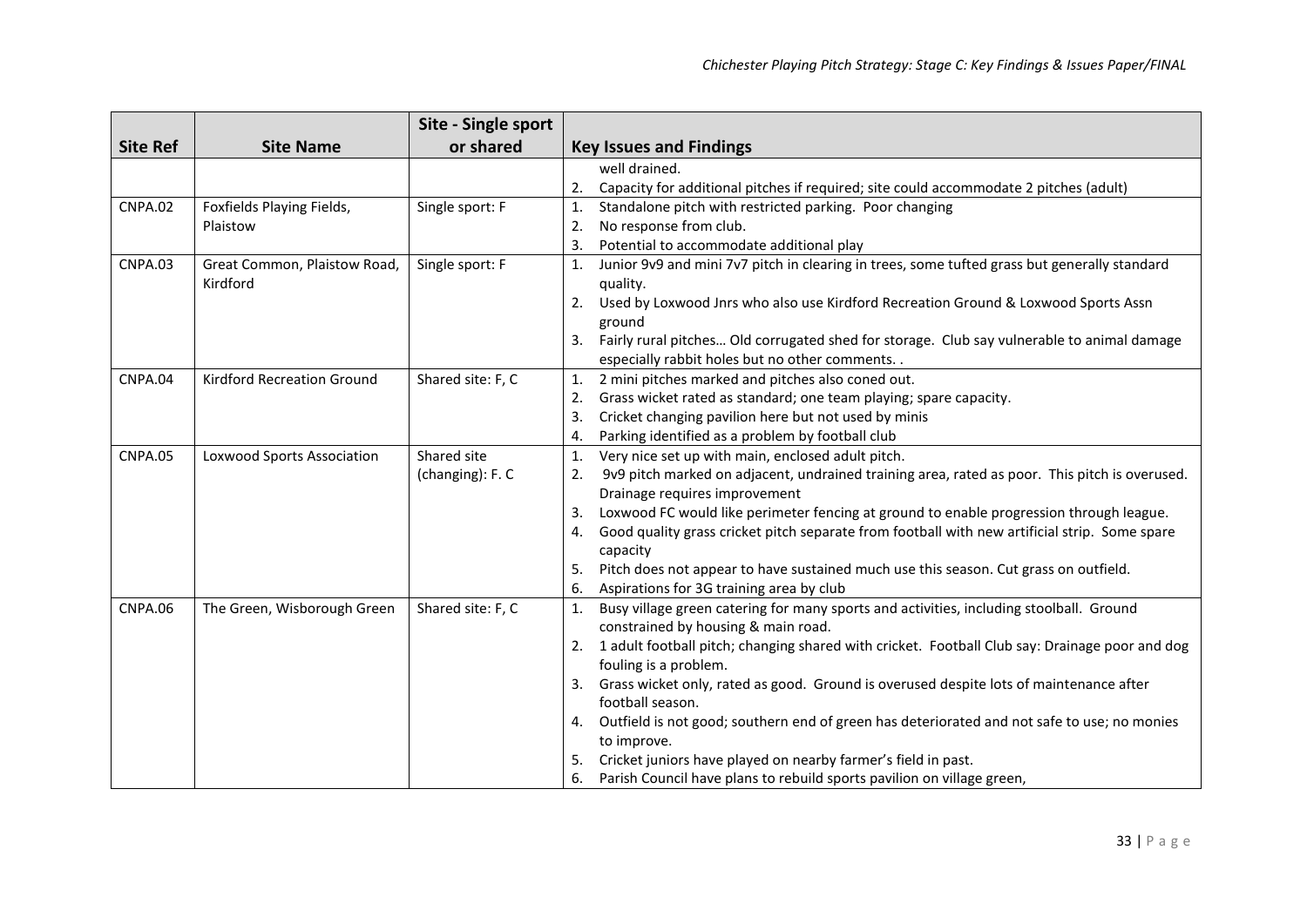| Site Ref | Site Name | Site - Single sport or shared | Key Issues and Findings |
|---|---|---|---|
| | | | well drained.<br>2. Capacity for additional pitches if required; site could accommodate 2 pitches (adult) |
| CNPA.02 | Foxfields Playing Fields, Plaistow | Single sport: F | 1. Standalone pitch with restricted parking. Poor changing<br>2. No response from club.<br>3. Potential to accommodate additional play |
| CNPA.03 | Great Common, Plaistow Road, Kirdford | Single sport: F | 1. Junior 9v9 and mini 7v7 pitch in clearing in trees, some tufted grass but generally standard quality.<br>2. Used by Loxwood Jnrs who also use Kirdford Recreation Ground & Loxwood Sports Assn ground<br>3. Fairly rural pitches… Old corrugated shed for storage. Club say vulnerable to animal damage especially rabbit holes but no other comments. . |
| CNPA.04 | Kirdford Recreation Ground | Shared site: F, C | 1. 2 mini pitches marked and pitches also coned out.<br>2. Grass wicket rated as standard; one team playing; spare capacity.<br>3. Cricket changing pavilion here but not used by minis<br>4. Parking identified as a problem by football club |
| CNPA.05 | Loxwood Sports Association | Shared site (changing): F. C | 1. Very nice set up with main, enclosed adult pitch.<br>2. 9v9 pitch marked on adjacent, undrained training area, rated as poor. This pitch is overused. Drainage requires improvement<br>3. Loxwood FC would like perimeter fencing at ground to enable progression through league.<br>4. Good quality grass cricket pitch separate from football with new artificial strip. Some spare capacity<br>5. Pitch does not appear to have sustained much use this season. Cut grass on outfield.<br>6. Aspirations for 3G training area by club |
| CNPA.06 | The Green, Wisborough Green | Shared site: F, C | 1. Busy village green catering for many sports and activities, including stoolball. Ground constrained by housing & main road.<br>2. 1 adult football pitch; changing shared with cricket. Football Club say: Drainage poor and dog fouling is a problem.<br>3. Grass wicket only, rated as good. Ground is overused despite lots of maintenance after football season.<br>4. Outfield is not good; southern end of green has deteriorated and not safe to use; no monies to improve.<br>5. Cricket juniors have played on nearby farmer's field in past.<br>6. Parish Council have plans to rebuild sports pavilion on village green, |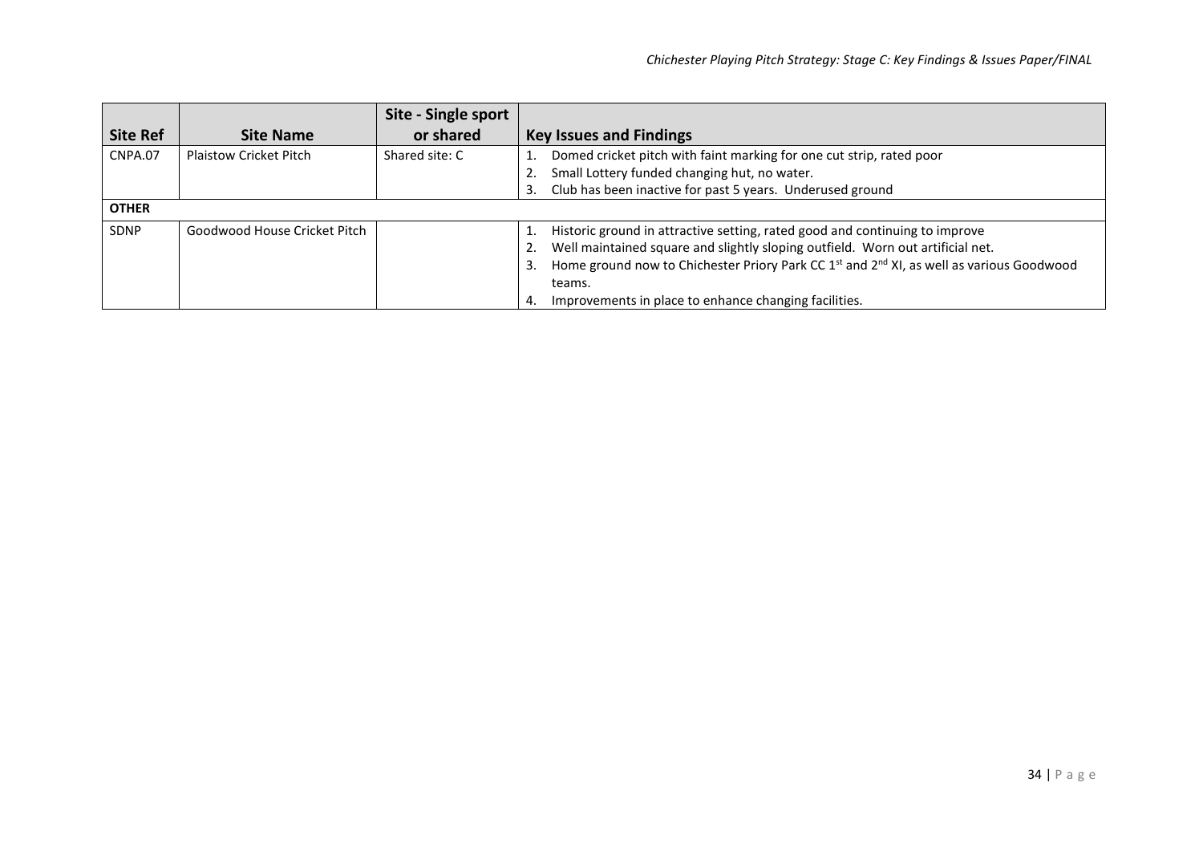| Site Ref | Site Name | Site - Single sport or shared | Key Issues and Findings |
|---|---|---|---|
| CNPA.07 | Plaistow Cricket Pitch | Shared site: C | 1. Domed cricket pitch with faint marking for one cut strip, rated poor<br>2. Small Lottery funded changing hut, no water.<br>3. Club has been inactive for past 5 years. Underused ground |
| **OTHER** | | | |
| SDNP | Goodwood House Cricket Pitch | | 1. Historic ground in attractive setting, rated good and continuing to improve<br>2. Well maintained square and slightly sloping outfield. Worn out artificial net.<br>3. Home ground now to Chichester Priory Park CC 1st and 2nd XI, as well as various Goodwood teams.<br>4. Improvements in place to enhance changing facilities. |